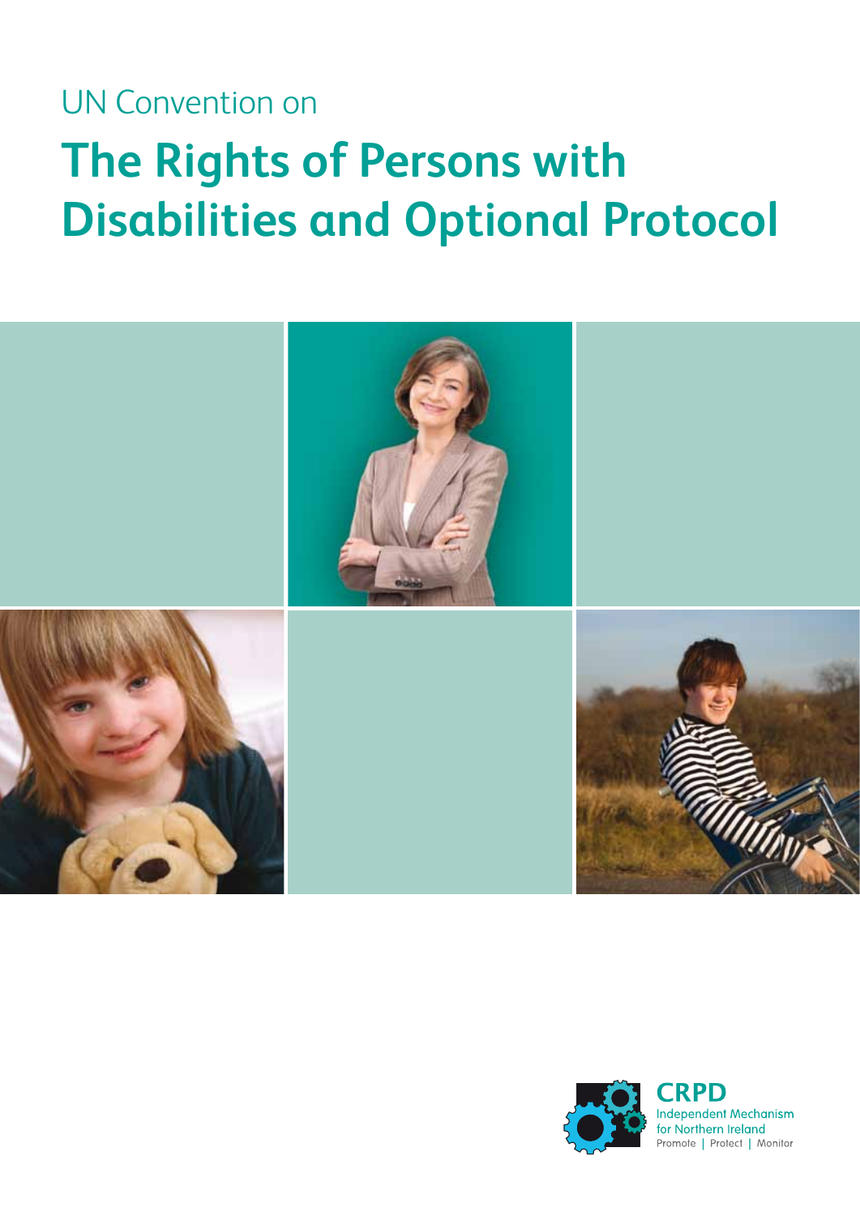UN Convention on

# The Rights of Persons with Disabilities and Optional Protocol

**CRPD**
Independent Mechanism
for Northern Ireland
Promote | Protect | Monitor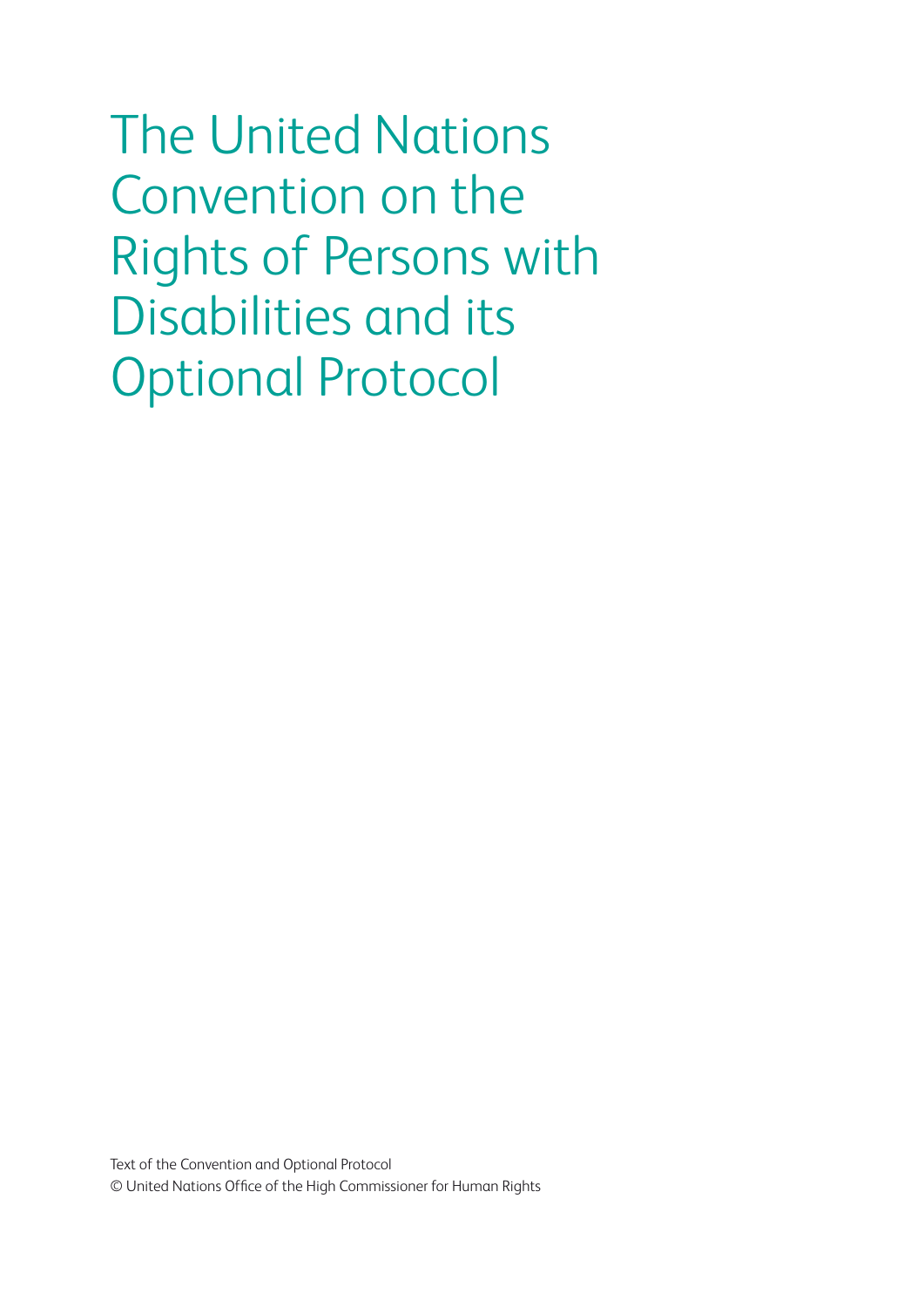# The United Nations Convention on the Rights of Persons with Disabilities and its Optional Protocol

Text of the Convention and Optional Protocol

© United Nations Office of the High Commissioner for Human Rights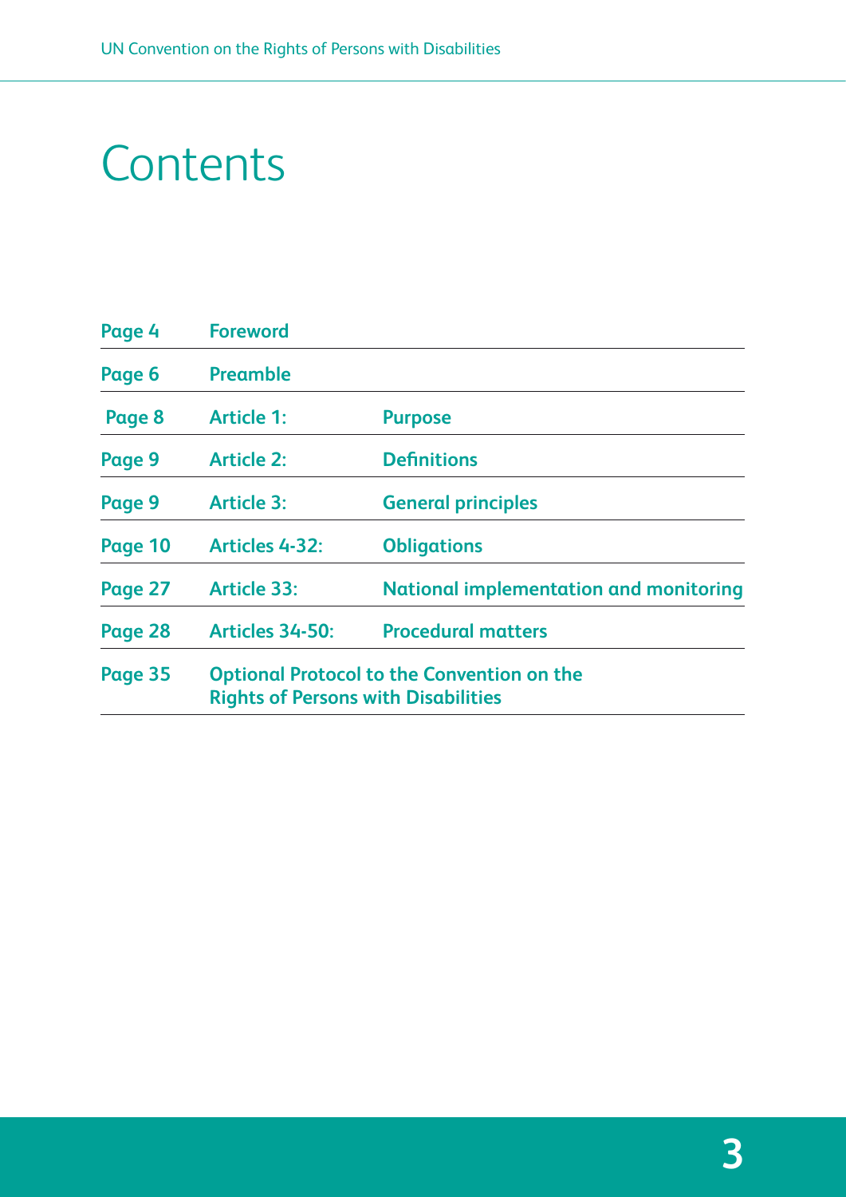# Contents

| | | |
|---|---|---|
| Page 4 | Foreword | |
| Page 6 | Preamble | |
| Page 8 | Article 1: | Purpose |
| Page 9 | Article 2: | Definitions |
| Page 9 | Article 3: | General principles |
| Page 10 | Articles 4-32: | Obligations |
| Page 27 | Article 33: | National implementation and monitoring |
| Page 28 | Articles 34-50: | Procedural matters |
| Page 35 | Optional Protocol to the Convention on the Rights of Persons with Disabilities | |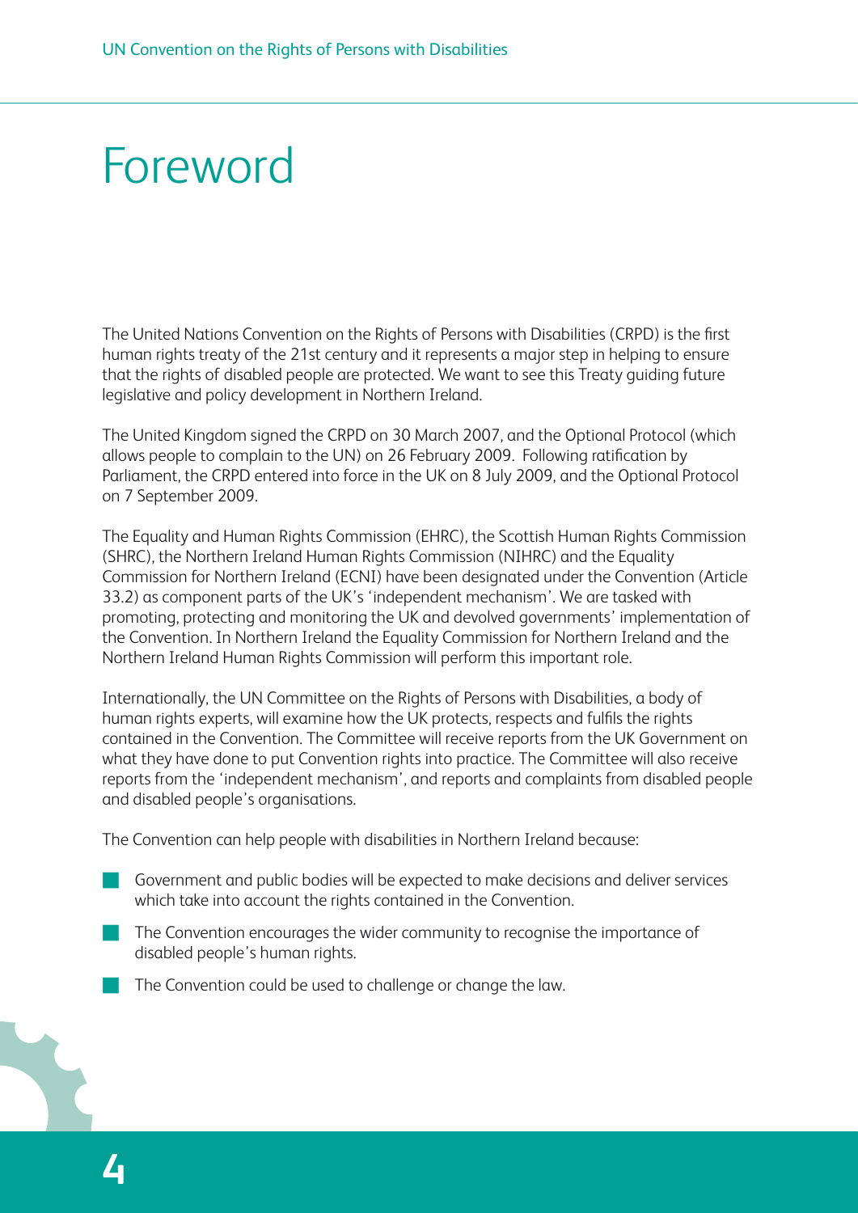# Foreword

The United Nations Convention on the Rights of Persons with Disabilities (CRPD) is the first human rights treaty of the 21st century and it represents a major step in helping to ensure that the rights of disabled people are protected. We want to see this Treaty guiding future legislative and policy development in Northern Ireland.

The United Kingdom signed the CRPD on 30 March 2007, and the Optional Protocol (which allows people to complain to the UN) on 26 February 2009. Following ratification by Parliament, the CRPD entered into force in the UK on 8 July 2009, and the Optional Protocol on 7 September 2009.

The Equality and Human Rights Commission (EHRC), the Scottish Human Rights Commission (SHRC), the Northern Ireland Human Rights Commission (NIHRC) and the Equality Commission for Northern Ireland (ECNI) have been designated under the Convention (Article 33.2) as component parts of the UK's 'independent mechanism'. We are tasked with promoting, protecting and monitoring the UK and devolved governments' implementation of the Convention. In Northern Ireland the Equality Commission for Northern Ireland and the Northern Ireland Human Rights Commission will perform this important role.

Internationally, the UN Committee on the Rights of Persons with Disabilities, a body of human rights experts, will examine how the UK protects, respects and fulfils the rights contained in the Convention. The Committee will receive reports from the UK Government on what they have done to put Convention rights into practice. The Committee will also receive reports from the 'independent mechanism', and reports and complaints from disabled people and disabled people's organisations.

The Convention can help people with disabilities in Northern Ireland because:

- Government and public bodies will be expected to make decisions and deliver services which take into account the rights contained in the Convention.
- The Convention encourages the wider community to recognise the importance of disabled people's human rights.
- The Convention could be used to challenge or change the law.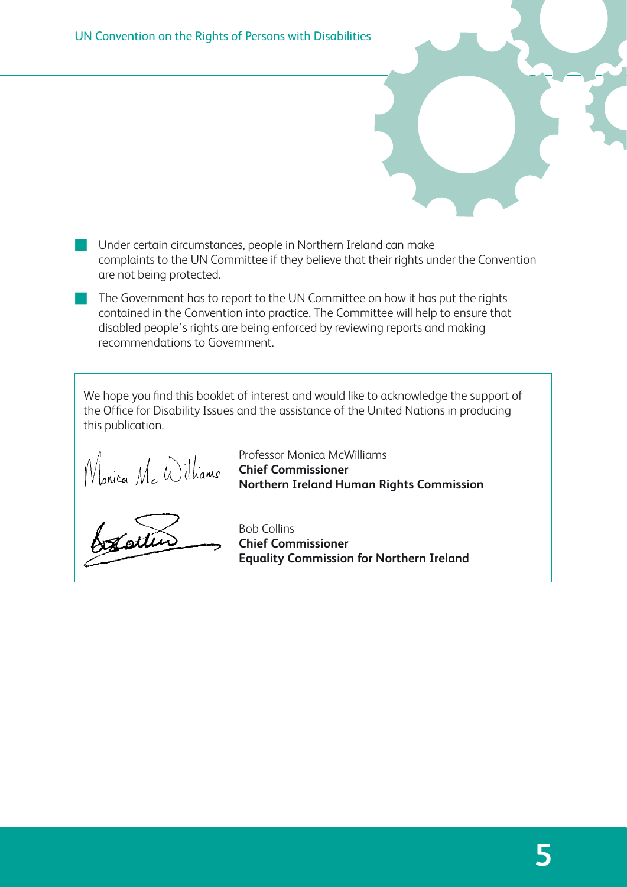- Under certain circumstances, people in Northern Ireland can make complaints to the UN Committee if they believe that their rights under the Convention are not being protected.
- The Government has to report to the UN Committee on how it has put the rights contained in the Convention into practice. The Committee will help to ensure that disabled people's rights are being enforced by reviewing reports and making recommendations to Government.

We hope you find this booklet of interest and would like to acknowledge the support of the Office for Disability Issues and the assistance of the United Nations in producing this publication.

Professor Monica McWilliams
**Chief Commissioner**
**Northern Ireland Human Rights Commission**

Bob Collins
**Chief Commissioner**
**Equality Commission for Northern Ireland**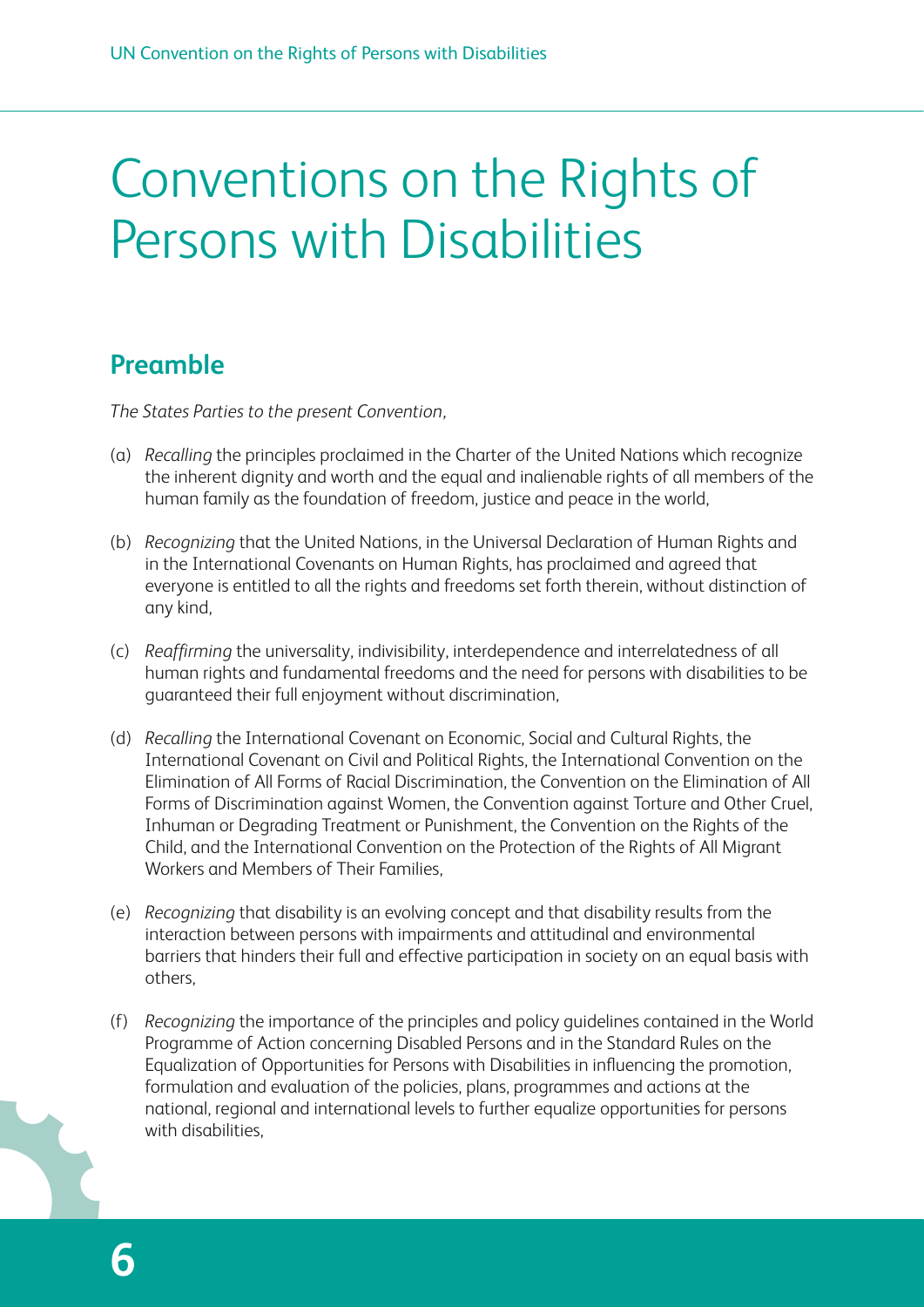# Conventions on the Rights of Persons with Disabilities

## Preamble

*The States Parties to the present Convention,*

(a) *Recalling* the principles proclaimed in the Charter of the United Nations which recognize the inherent dignity and worth and the equal and inalienable rights of all members of the human family as the foundation of freedom, justice and peace in the world,

(b) *Recognizing* that the United Nations, in the Universal Declaration of Human Rights and in the International Covenants on Human Rights, has proclaimed and agreed that everyone is entitled to all the rights and freedoms set forth therein, without distinction of any kind,

(c) *Reaffirming* the universality, indivisibility, interdependence and interrelatedness of all human rights and fundamental freedoms and the need for persons with disabilities to be guaranteed their full enjoyment without discrimination,

(d) *Recalling* the International Covenant on Economic, Social and Cultural Rights, the International Covenant on Civil and Political Rights, the International Convention on the Elimination of All Forms of Racial Discrimination, the Convention on the Elimination of All Forms of Discrimination against Women, the Convention against Torture and Other Cruel, Inhuman or Degrading Treatment or Punishment, the Convention on the Rights of the Child, and the International Convention on the Protection of the Rights of All Migrant Workers and Members of Their Families,

(e) *Recognizing* that disability is an evolving concept and that disability results from the interaction between persons with impairments and attitudinal and environmental barriers that hinders their full and effective participation in society on an equal basis with others,

(f) *Recognizing* the importance of the principles and policy guidelines contained in the World Programme of Action concerning Disabled Persons and in the Standard Rules on the Equalization of Opportunities for Persons with Disabilities in influencing the promotion, formulation and evaluation of the policies, plans, programmes and actions at the national, regional and international levels to further equalize opportunities for persons with disabilities,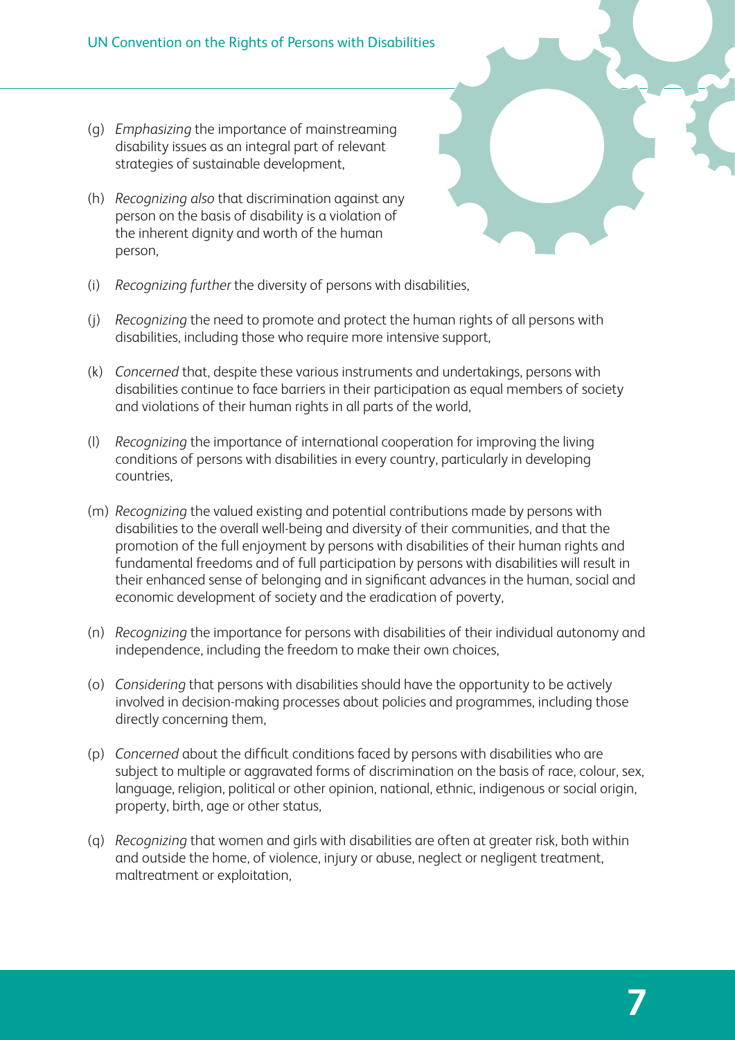(g) *Emphasizing* the importance of mainstreaming disability issues as an integral part of relevant strategies of sustainable development,

(h) *Recognizing also* that discrimination against any person on the basis of disability is a violation of the inherent dignity and worth of the human person,

(i) *Recognizing further* the diversity of persons with disabilities,

(j) *Recognizing* the need to promote and protect the human rights of all persons with disabilities, including those who require more intensive support,

(k) *Concerned* that, despite these various instruments and undertakings, persons with disabilities continue to face barriers in their participation as equal members of society and violations of their human rights in all parts of the world,

(l) *Recognizing* the importance of international cooperation for improving the living conditions of persons with disabilities in every country, particularly in developing countries,

(m) *Recognizing* the valued existing and potential contributions made by persons with disabilities to the overall well-being and diversity of their communities, and that the promotion of the full enjoyment by persons with disabilities of their human rights and fundamental freedoms and of full participation by persons with disabilities will result in their enhanced sense of belonging and in significant advances in the human, social and economic development of society and the eradication of poverty,

(n) *Recognizing* the importance for persons with disabilities of their individual autonomy and independence, including the freedom to make their own choices,

(o) *Considering* that persons with disabilities should have the opportunity to be actively involved in decision-making processes about policies and programmes, including those directly concerning them,

(p) *Concerned* about the difficult conditions faced by persons with disabilities who are subject to multiple or aggravated forms of discrimination on the basis of race, colour, sex, language, religion, political or other opinion, national, ethnic, indigenous or social origin, property, birth, age or other status,

(q) *Recognizing* that women and girls with disabilities are often at greater risk, both within and outside the home, of violence, injury or abuse, neglect or negligent treatment, maltreatment or exploitation,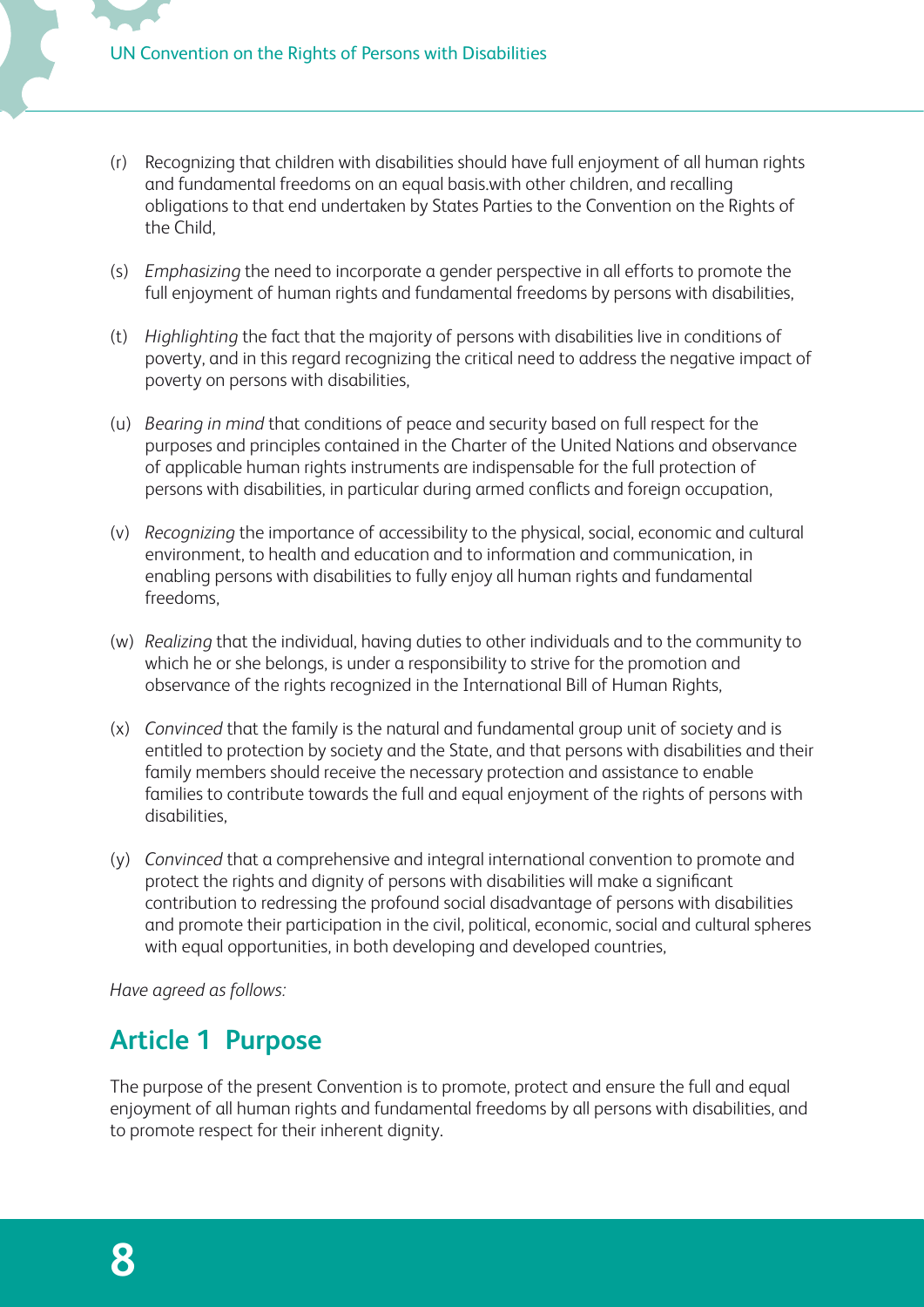(r) Recognizing that children with disabilities should have full enjoyment of all human rights and fundamental freedoms on an equal basis.with other children, and recalling obligations to that end undertaken by States Parties to the Convention on the Rights of the Child,

(s) *Emphasizing* the need to incorporate a gender perspective in all efforts to promote the full enjoyment of human rights and fundamental freedoms by persons with disabilities,

(t) *Highlighting* the fact that the majority of persons with disabilities live in conditions of poverty, and in this regard recognizing the critical need to address the negative impact of poverty on persons with disabilities,

(u) *Bearing in mind* that conditions of peace and security based on full respect for the purposes and principles contained in the Charter of the United Nations and observance of applicable human rights instruments are indispensable for the full protection of persons with disabilities, in particular during armed conflicts and foreign occupation,

(v) *Recognizing* the importance of accessibility to the physical, social, economic and cultural environment, to health and education and to information and communication, in enabling persons with disabilities to fully enjoy all human rights and fundamental freedoms,

(w) *Realizing* that the individual, having duties to other individuals and to the community to which he or she belongs, is under a responsibility to strive for the promotion and observance of the rights recognized in the International Bill of Human Rights,

(x) *Convinced* that the family is the natural and fundamental group unit of society and is entitled to protection by society and the State, and that persons with disabilities and their family members should receive the necessary protection and assistance to enable families to contribute towards the full and equal enjoyment of the rights of persons with disabilities,

(y) *Convinced* that a comprehensive and integral international convention to promote and protect the rights and dignity of persons with disabilities will make a significant contribution to redressing the profound social disadvantage of persons with disabilities and promote their participation in the civil, political, economic, social and cultural spheres with equal opportunities, in both developing and developed countries,

*Have agreed as follows:*

## Article 1 Purpose

The purpose of the present Convention is to promote, protect and ensure the full and equal enjoyment of all human rights and fundamental freedoms by all persons with disabilities, and to promote respect for their inherent dignity.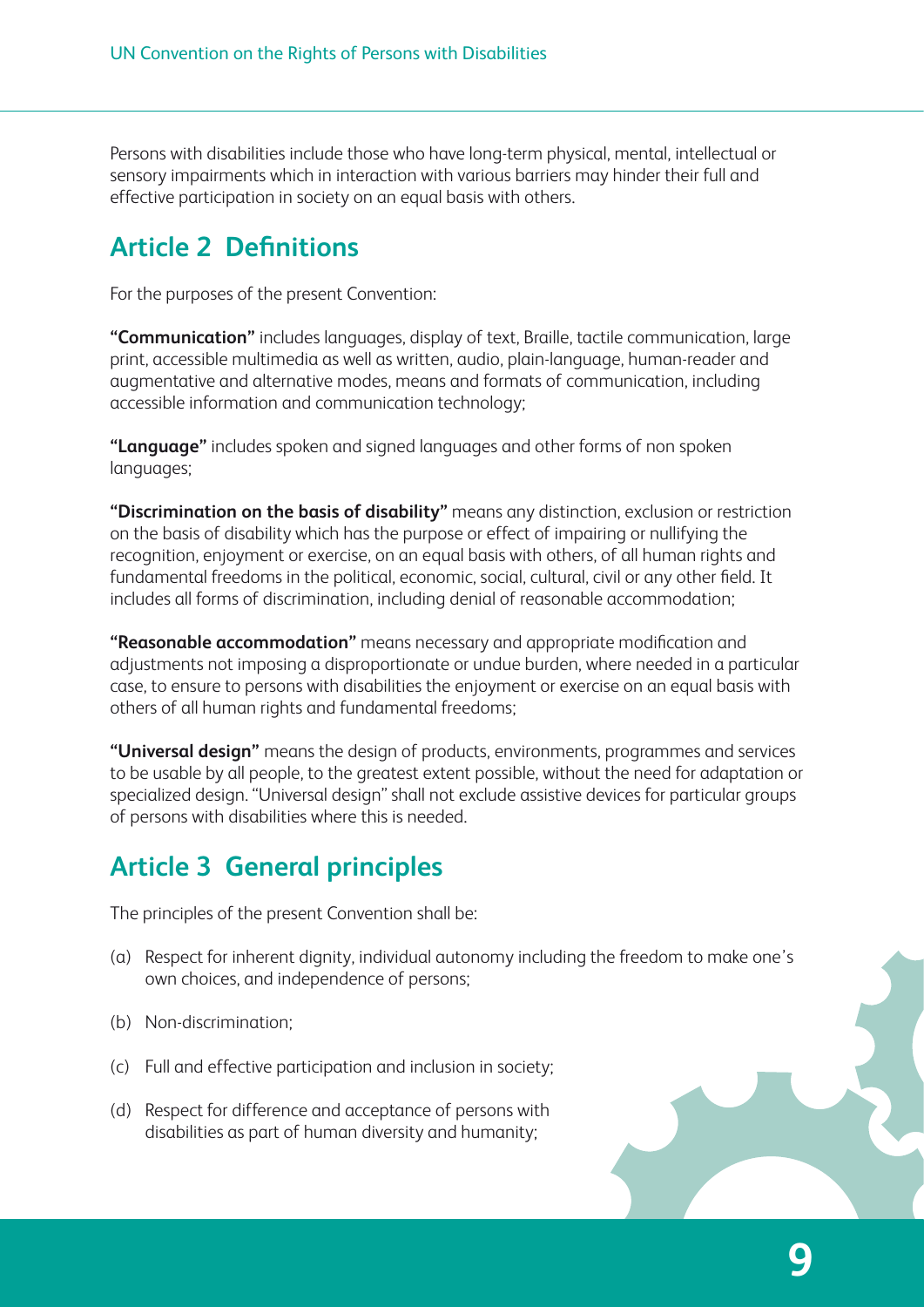Persons with disabilities include those who have long-term physical, mental, intellectual or sensory impairments which in interaction with various barriers may hinder their full and effective participation in society on an equal basis with others.

## Article 2 Definitions

For the purposes of the present Convention:

**"Communication"** includes languages, display of text, Braille, tactile communication, large print, accessible multimedia as well as written, audio, plain-language, human-reader and augmentative and alternative modes, means and formats of communication, including accessible information and communication technology;

**"Language"** includes spoken and signed languages and other forms of non spoken languages;

**"Discrimination on the basis of disability"** means any distinction, exclusion or restriction on the basis of disability which has the purpose or effect of impairing or nullifying the recognition, enjoyment or exercise, on an equal basis with others, of all human rights and fundamental freedoms in the political, economic, social, cultural, civil or any other field. It includes all forms of discrimination, including denial of reasonable accommodation;

**"Reasonable accommodation"** means necessary and appropriate modification and adjustments not imposing a disproportionate or undue burden, where needed in a particular case, to ensure to persons with disabilities the enjoyment or exercise on an equal basis with others of all human rights and fundamental freedoms;

**"Universal design"** means the design of products, environments, programmes and services to be usable by all people, to the greatest extent possible, without the need for adaptation or specialized design. "Universal design" shall not exclude assistive devices for particular groups of persons with disabilities where this is needed.

## Article 3 General principles

The principles of the present Convention shall be:

(a) Respect for inherent dignity, individual autonomy including the freedom to make one's own choices, and independence of persons;

(b) Non-discrimination;

(c) Full and effective participation and inclusion in society;

(d) Respect for difference and acceptance of persons with disabilities as part of human diversity and humanity;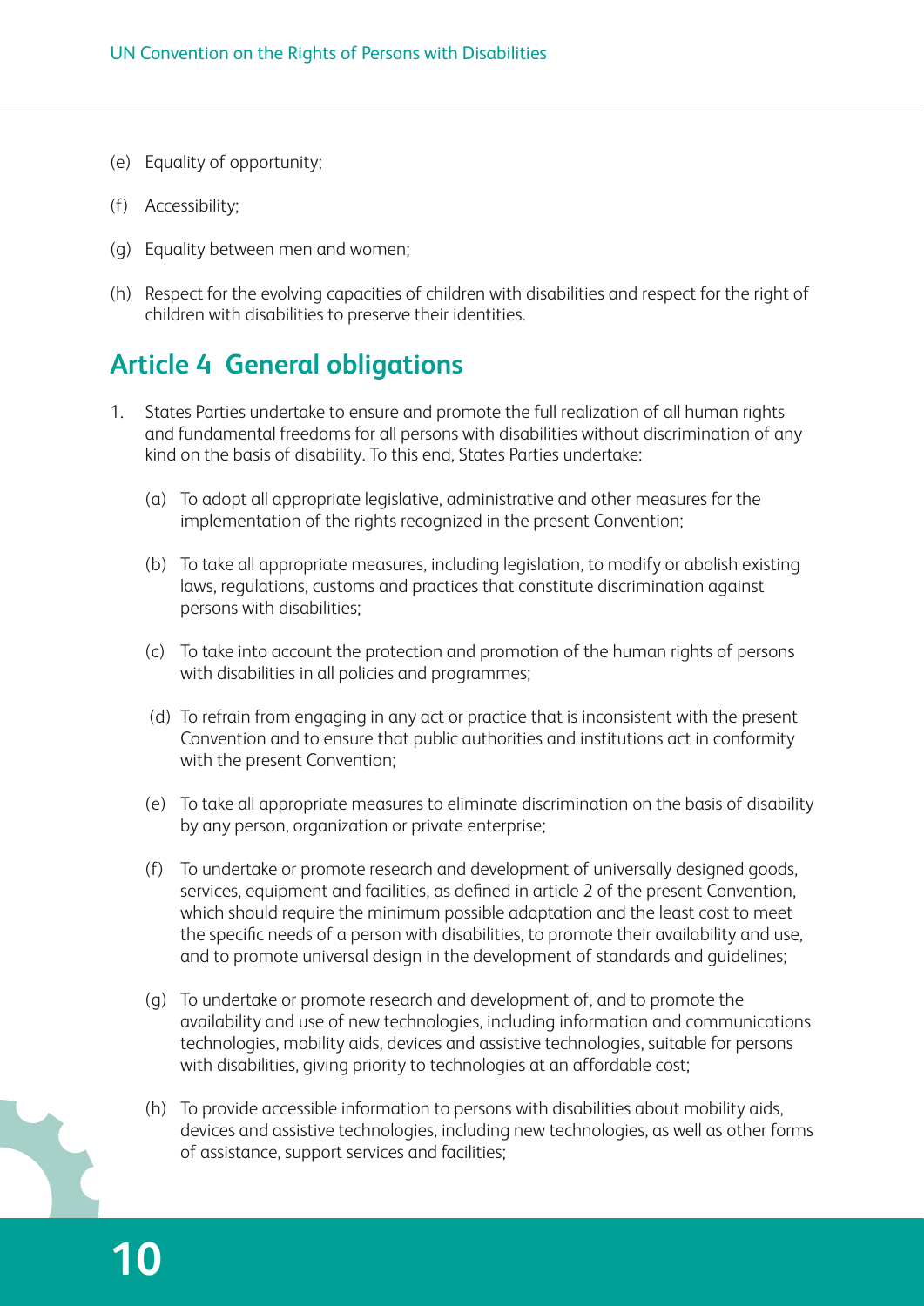(e) Equality of opportunity;

(f) Accessibility;

(g) Equality between men and women;

(h) Respect for the evolving capacities of children with disabilities and respect for the right of children with disabilities to preserve their identities.

## Article 4 General obligations

1. States Parties undertake to ensure and promote the full realization of all human rights and fundamental freedoms for all persons with disabilities without discrimination of any kind on the basis of disability. To this end, States Parties undertake:

    (a) To adopt all appropriate legislative, administrative and other measures for the implementation of the rights recognized in the present Convention;

    (b) To take all appropriate measures, including legislation, to modify or abolish existing laws, regulations, customs and practices that constitute discrimination against persons with disabilities;

    (c) To take into account the protection and promotion of the human rights of persons with disabilities in all policies and programmes;

    (d) To refrain from engaging in any act or practice that is inconsistent with the present Convention and to ensure that public authorities and institutions act in conformity with the present Convention;

    (e) To take all appropriate measures to eliminate discrimination on the basis of disability by any person, organization or private enterprise;

    (f) To undertake or promote research and development of universally designed goods, services, equipment and facilities, as defined in article 2 of the present Convention, which should require the minimum possible adaptation and the least cost to meet the specific needs of a person with disabilities, to promote their availability and use, and to promote universal design in the development of standards and guidelines;

    (g) To undertake or promote research and development of, and to promote the availability and use of new technologies, including information and communications technologies, mobility aids, devices and assistive technologies, suitable for persons with disabilities, giving priority to technologies at an affordable cost;

    (h) To provide accessible information to persons with disabilities about mobility aids, devices and assistive technologies, including new technologies, as well as other forms of assistance, support services and facilities;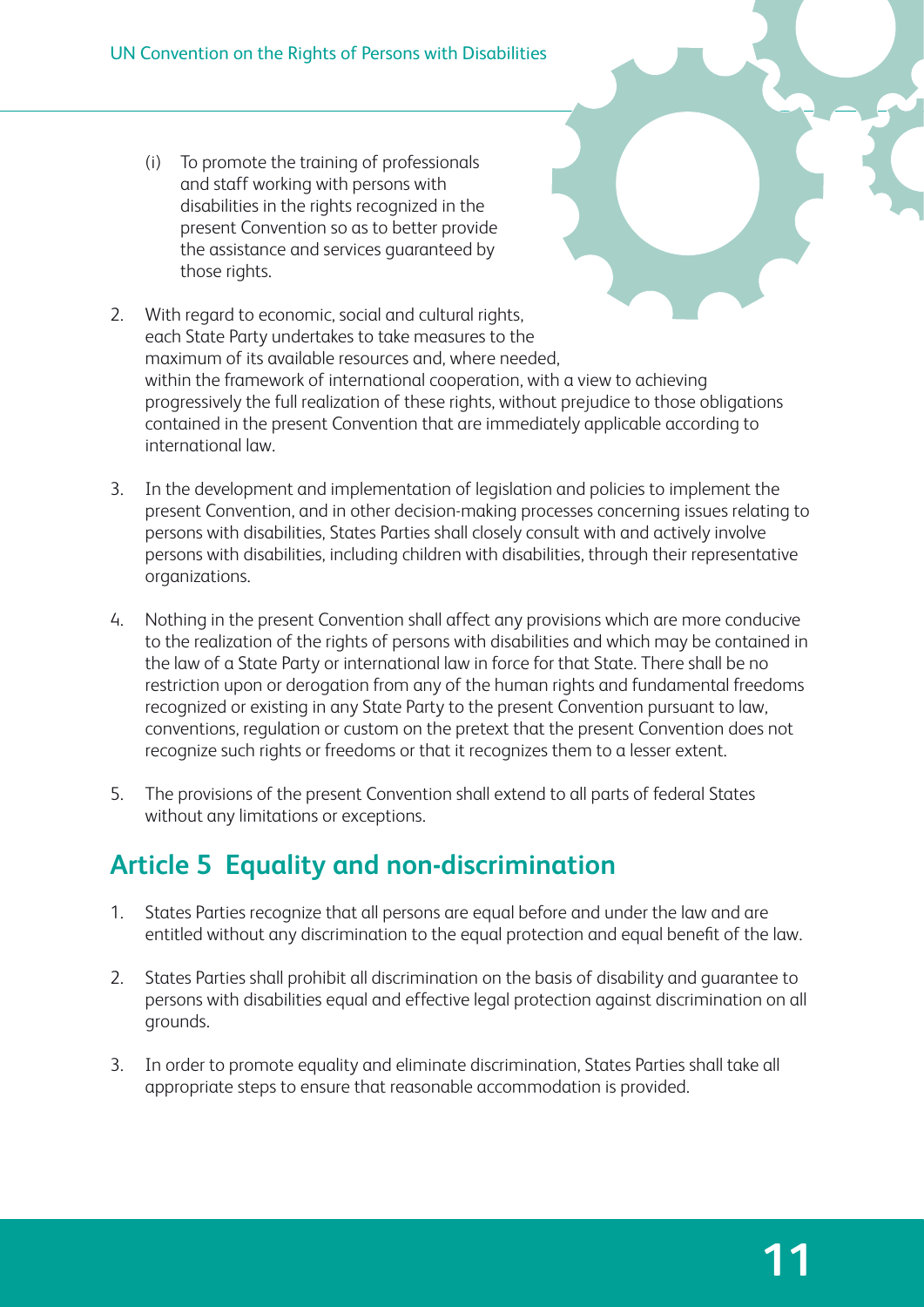(i) To promote the training of professionals and staff working with persons with disabilities in the rights recognized in the present Convention so as to better provide the assistance and services guaranteed by those rights.

2. With regard to economic, social and cultural rights, each State Party undertakes to take measures to the maximum of its available resources and, where needed, within the framework of international cooperation, with a view to achieving progressively the full realization of these rights, without prejudice to those obligations contained in the present Convention that are immediately applicable according to international law.

3. In the development and implementation of legislation and policies to implement the present Convention, and in other decision-making processes concerning issues relating to persons with disabilities, States Parties shall closely consult with and actively involve persons with disabilities, including children with disabilities, through their representative organizations.

4. Nothing in the present Convention shall affect any provisions which are more conducive to the realization of the rights of persons with disabilities and which may be contained in the law of a State Party or international law in force for that State. There shall be no restriction upon or derogation from any of the human rights and fundamental freedoms recognized or existing in any State Party to the present Convention pursuant to law, conventions, regulation or custom on the pretext that the present Convention does not recognize such rights or freedoms or that it recognizes them to a lesser extent.

5. The provisions of the present Convention shall extend to all parts of federal States without any limitations or exceptions.

## Article 5 Equality and non-discrimination

1. States Parties recognize that all persons are equal before and under the law and are entitled without any discrimination to the equal protection and equal benefit of the law.

2. States Parties shall prohibit all discrimination on the basis of disability and guarantee to persons with disabilities equal and effective legal protection against discrimination on all grounds.

3. In order to promote equality and eliminate discrimination, States Parties shall take all appropriate steps to ensure that reasonable accommodation is provided.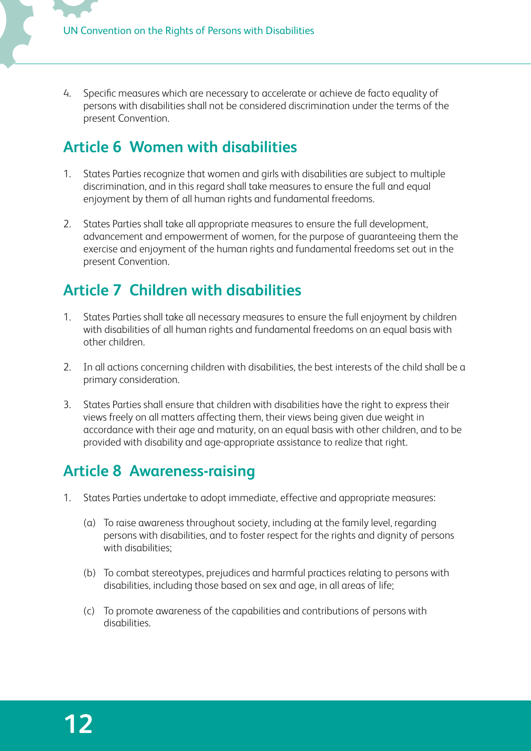4. Specific measures which are necessary to accelerate or achieve de facto equality of persons with disabilities shall not be considered discrimination under the terms of the present Convention.

## Article 6 Women with disabilities

1. States Parties recognize that women and girls with disabilities are subject to multiple discrimination, and in this regard shall take measures to ensure the full and equal enjoyment by them of all human rights and fundamental freedoms.

2. States Parties shall take all appropriate measures to ensure the full development, advancement and empowerment of women, for the purpose of guaranteeing them the exercise and enjoyment of the human rights and fundamental freedoms set out in the present Convention.

## Article 7 Children with disabilities

1. States Parties shall take all necessary measures to ensure the full enjoyment by children with disabilities of all human rights and fundamental freedoms on an equal basis with other children.

2. In all actions concerning children with disabilities, the best interests of the child shall be a primary consideration.

3. States Parties shall ensure that children with disabilities have the right to express their views freely on all matters affecting them, their views being given due weight in accordance with their age and maturity, on an equal basis with other children, and to be provided with disability and age-appropriate assistance to realize that right.

## Article 8 Awareness-raising

1. States Parties undertake to adopt immediate, effective and appropriate measures:

   (a) To raise awareness throughout society, including at the family level, regarding persons with disabilities, and to foster respect for the rights and dignity of persons with disabilities;

   (b) To combat stereotypes, prejudices and harmful practices relating to persons with disabilities, including those based on sex and age, in all areas of life;

   (c) To promote awareness of the capabilities and contributions of persons with disabilities.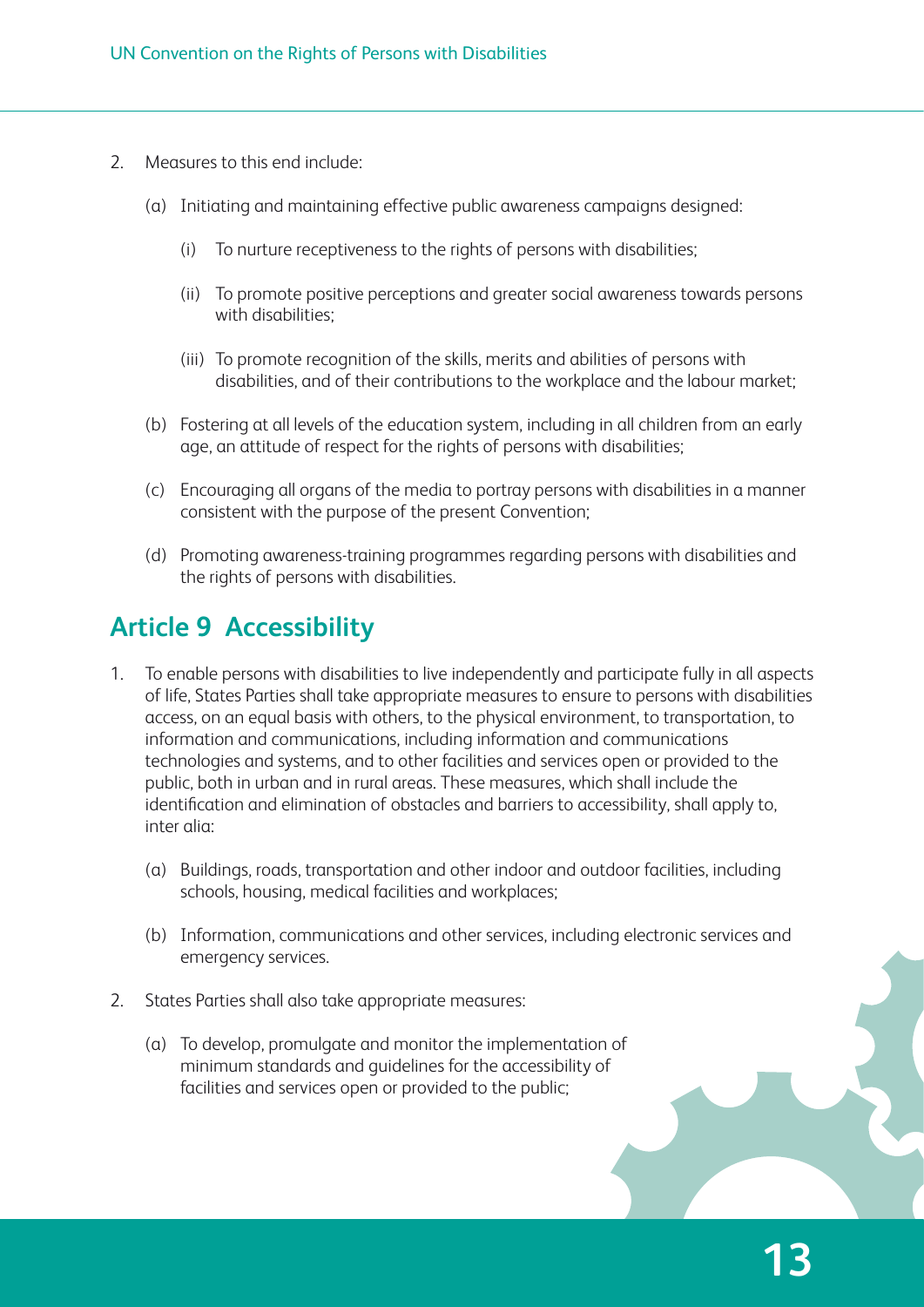2. Measures to this end include:

   (a) Initiating and maintaining effective public awareness campaigns designed:

      (i) To nurture receptiveness to the rights of persons with disabilities;

      (ii) To promote positive perceptions and greater social awareness towards persons with disabilities;

      (iii) To promote recognition of the skills, merits and abilities of persons with disabilities, and of their contributions to the workplace and the labour market;

   (b) Fostering at all levels of the education system, including in all children from an early age, an attitude of respect for the rights of persons with disabilities;

   (c) Encouraging all organs of the media to portray persons with disabilities in a manner consistent with the purpose of the present Convention;

   (d) Promoting awareness-training programmes regarding persons with disabilities and the rights of persons with disabilities.

## Article 9 Accessibility

1. To enable persons with disabilities to live independently and participate fully in all aspects of life, States Parties shall take appropriate measures to ensure to persons with disabilities access, on an equal basis with others, to the physical environment, to transportation, to information and communications, including information and communications technologies and systems, and to other facilities and services open or provided to the public, both in urban and in rural areas. These measures, which shall include the identification and elimination of obstacles and barriers to accessibility, shall apply to, inter alia:

   (a) Buildings, roads, transportation and other indoor and outdoor facilities, including schools, housing, medical facilities and workplaces;

   (b) Information, communications and other services, including electronic services and emergency services.

2. States Parties shall also take appropriate measures:

   (a) To develop, promulgate and monitor the implementation of minimum standards and guidelines for the accessibility of facilities and services open or provided to the public;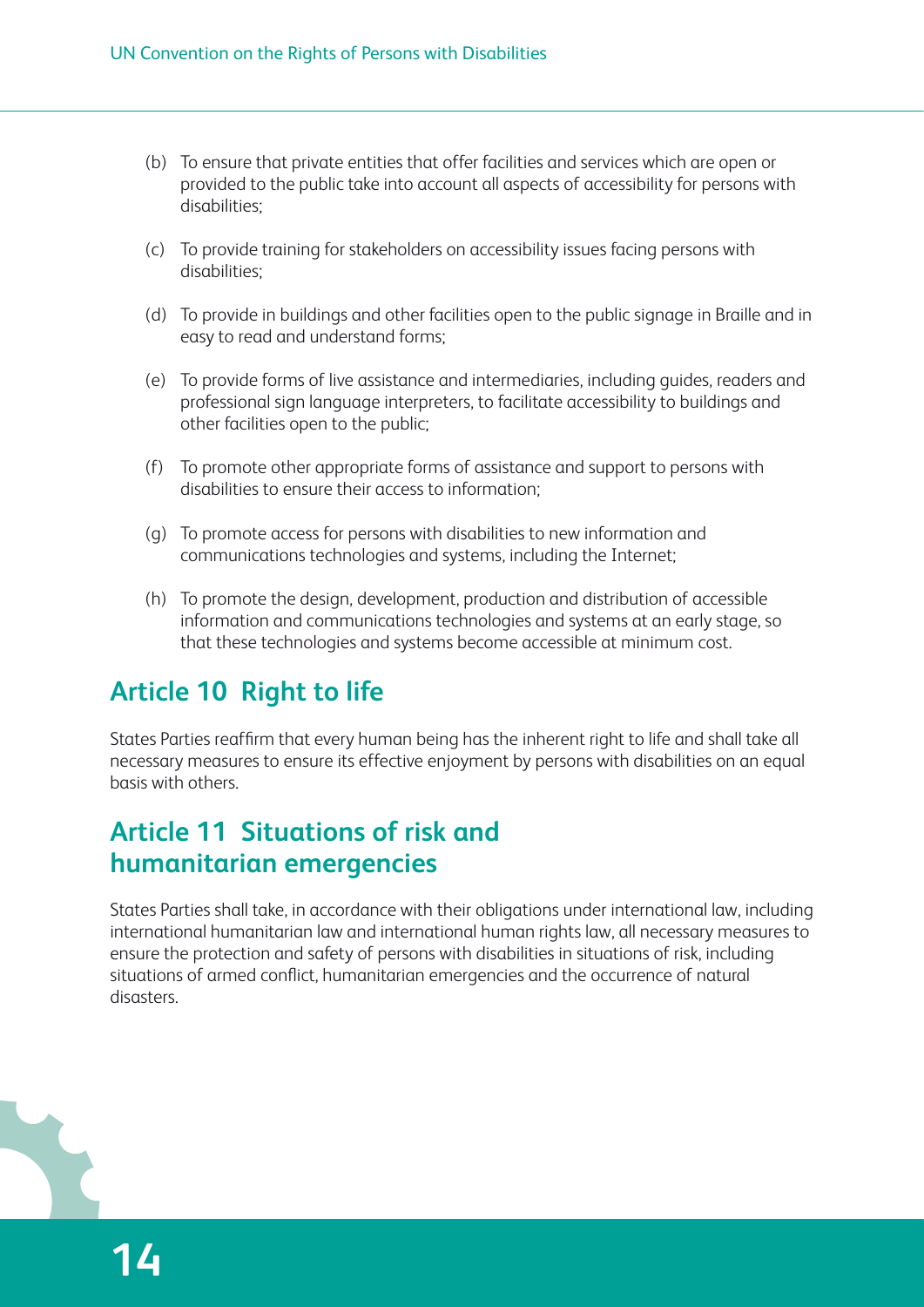(b) To ensure that private entities that offer facilities and services which are open or provided to the public take into account all aspects of accessibility for persons with disabilities;

(c) To provide training for stakeholders on accessibility issues facing persons with disabilities;

(d) To provide in buildings and other facilities open to the public signage in Braille and in easy to read and understand forms;

(e) To provide forms of live assistance and intermediaries, including guides, readers and professional sign language interpreters, to facilitate accessibility to buildings and other facilities open to the public;

(f) To promote other appropriate forms of assistance and support to persons with disabilities to ensure their access to information;

(g) To promote access for persons with disabilities to new information and communications technologies and systems, including the Internet;

(h) To promote the design, development, production and distribution of accessible information and communications technologies and systems at an early stage, so that these technologies and systems become accessible at minimum cost.

## Article 10 Right to life

States Parties reaffirm that every human being has the inherent right to life and shall take all necessary measures to ensure its effective enjoyment by persons with disabilities on an equal basis with others.

## Article 11 Situations of risk and humanitarian emergencies

States Parties shall take, in accordance with their obligations under international law, including international humanitarian law and international human rights law, all necessary measures to ensure the protection and safety of persons with disabilities in situations of risk, including situations of armed conflict, humanitarian emergencies and the occurrence of natural disasters.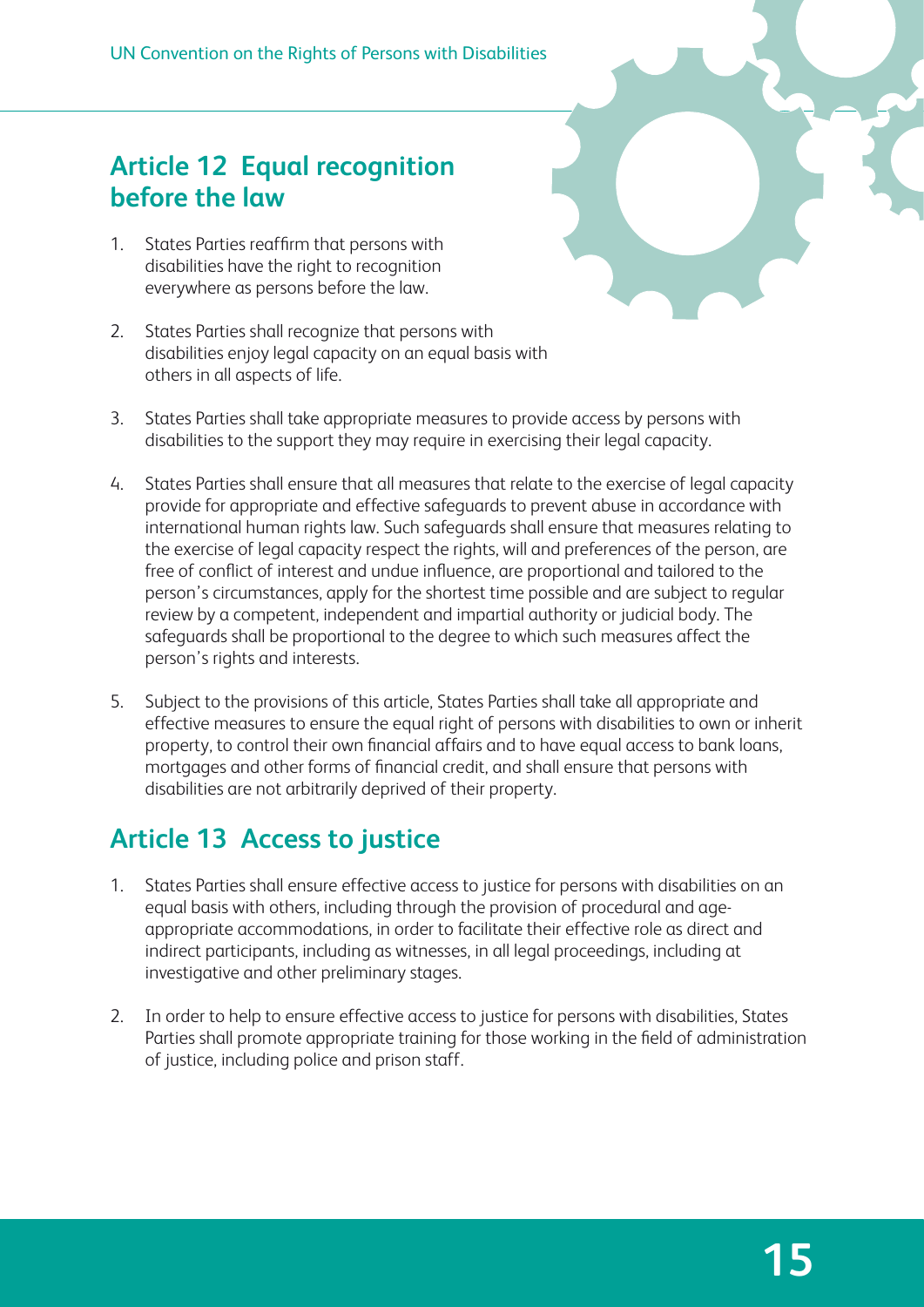## Article 12 Equal recognition before the law

1. States Parties reaffirm that persons with disabilities have the right to recognition everywhere as persons before the law.

2. States Parties shall recognize that persons with disabilities enjoy legal capacity on an equal basis with others in all aspects of life.

3. States Parties shall take appropriate measures to provide access by persons with disabilities to the support they may require in exercising their legal capacity.

4. States Parties shall ensure that all measures that relate to the exercise of legal capacity provide for appropriate and effective safeguards to prevent abuse in accordance with international human rights law. Such safeguards shall ensure that measures relating to the exercise of legal capacity respect the rights, will and preferences of the person, are free of conflict of interest and undue influence, are proportional and tailored to the person's circumstances, apply for the shortest time possible and are subject to regular review by a competent, independent and impartial authority or judicial body. The safeguards shall be proportional to the degree to which such measures affect the person's rights and interests.

5. Subject to the provisions of this article, States Parties shall take all appropriate and effective measures to ensure the equal right of persons with disabilities to own or inherit property, to control their own financial affairs and to have equal access to bank loans, mortgages and other forms of financial credit, and shall ensure that persons with disabilities are not arbitrarily deprived of their property.

## Article 13 Access to justice

1. States Parties shall ensure effective access to justice for persons with disabilities on an equal basis with others, including through the provision of procedural and age-appropriate accommodations, in order to facilitate their effective role as direct and indirect participants, including as witnesses, in all legal proceedings, including at investigative and other preliminary stages.

2. In order to help to ensure effective access to justice for persons with disabilities, States Parties shall promote appropriate training for those working in the field of administration of justice, including police and prison staff.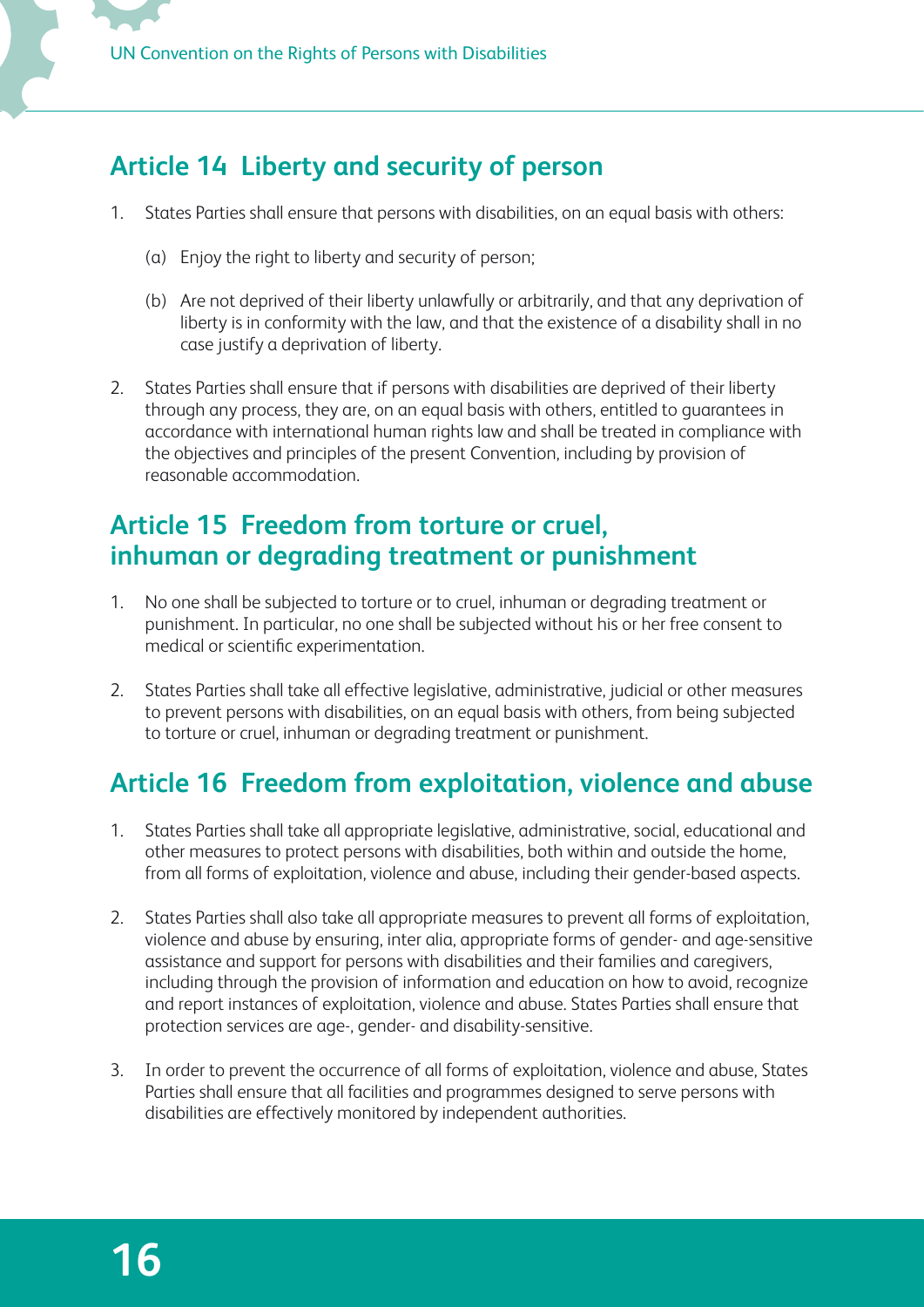## Article 14 Liberty and security of person

1. States Parties shall ensure that persons with disabilities, on an equal basis with others:

   (a) Enjoy the right to liberty and security of person;

   (b) Are not deprived of their liberty unlawfully or arbitrarily, and that any deprivation of liberty is in conformity with the law, and that the existence of a disability shall in no case justify a deprivation of liberty.

2. States Parties shall ensure that if persons with disabilities are deprived of their liberty through any process, they are, on an equal basis with others, entitled to guarantees in accordance with international human rights law and shall be treated in compliance with the objectives and principles of the present Convention, including by provision of reasonable accommodation.

## Article 15 Freedom from torture or cruel, inhuman or degrading treatment or punishment

1. No one shall be subjected to torture or to cruel, inhuman or degrading treatment or punishment. In particular, no one shall be subjected without his or her free consent to medical or scientific experimentation.

2. States Parties shall take all effective legislative, administrative, judicial or other measures to prevent persons with disabilities, on an equal basis with others, from being subjected to torture or cruel, inhuman or degrading treatment or punishment.

## Article 16 Freedom from exploitation, violence and abuse

1. States Parties shall take all appropriate legislative, administrative, social, educational and other measures to protect persons with disabilities, both within and outside the home, from all forms of exploitation, violence and abuse, including their gender-based aspects.

2. States Parties shall also take all appropriate measures to prevent all forms of exploitation, violence and abuse by ensuring, inter alia, appropriate forms of gender- and age-sensitive assistance and support for persons with disabilities and their families and caregivers, including through the provision of information and education on how to avoid, recognize and report instances of exploitation, violence and abuse. States Parties shall ensure that protection services are age-, gender- and disability-sensitive.

3. In order to prevent the occurrence of all forms of exploitation, violence and abuse, States Parties shall ensure that all facilities and programmes designed to serve persons with disabilities are effectively monitored by independent authorities.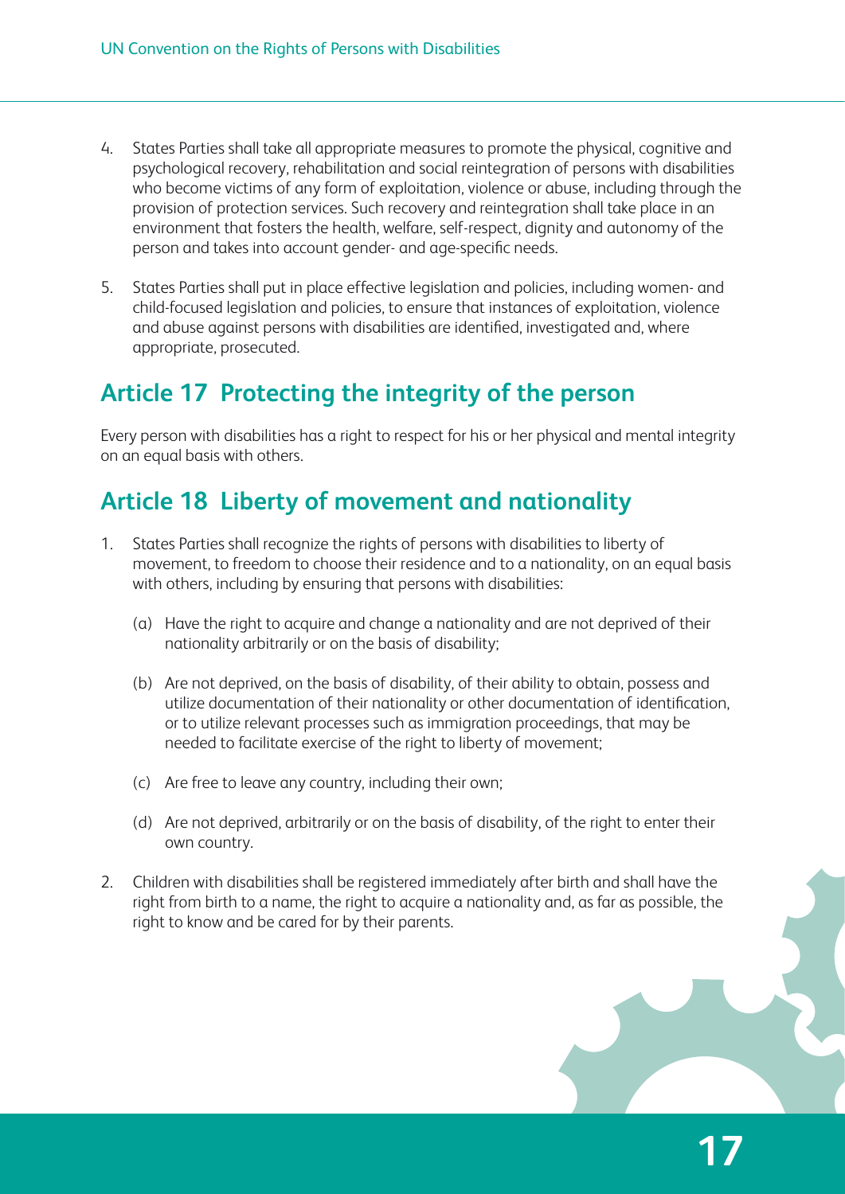4. States Parties shall take all appropriate measures to promote the physical, cognitive and psychological recovery, rehabilitation and social reintegration of persons with disabilities who become victims of any form of exploitation, violence or abuse, including through the provision of protection services. Such recovery and reintegration shall take place in an environment that fosters the health, welfare, self-respect, dignity and autonomy of the person and takes into account gender- and age-specific needs.

5. States Parties shall put in place effective legislation and policies, including women- and child-focused legislation and policies, to ensure that instances of exploitation, violence and abuse against persons with disabilities are identified, investigated and, where appropriate, prosecuted.

## Article 17 Protecting the integrity of the person

Every person with disabilities has a right to respect for his or her physical and mental integrity on an equal basis with others.

## Article 18 Liberty of movement and nationality

1. States Parties shall recognize the rights of persons with disabilities to liberty of movement, to freedom to choose their residence and to a nationality, on an equal basis with others, including by ensuring that persons with disabilities:

   (a) Have the right to acquire and change a nationality and are not deprived of their nationality arbitrarily or on the basis of disability;

   (b) Are not deprived, on the basis of disability, of their ability to obtain, possess and utilize documentation of their nationality or other documentation of identification, or to utilize relevant processes such as immigration proceedings, that may be needed to facilitate exercise of the right to liberty of movement;

   (c) Are free to leave any country, including their own;

   (d) Are not deprived, arbitrarily or on the basis of disability, of the right to enter their own country.

2. Children with disabilities shall be registered immediately after birth and shall have the right from birth to a name, the right to acquire a nationality and, as far as possible, the right to know and be cared for by their parents.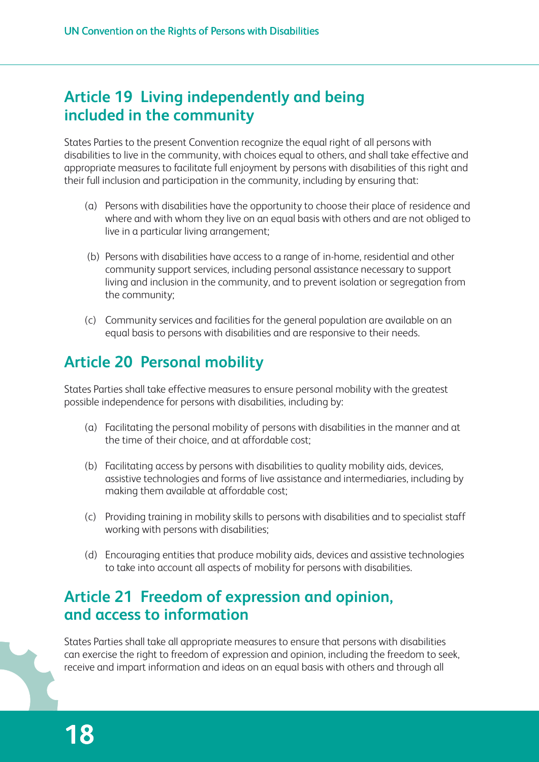## Article 19 Living independently and being included in the community

States Parties to the present Convention recognize the equal right of all persons with disabilities to live in the community, with choices equal to others, and shall take effective and appropriate measures to facilitate full enjoyment by persons with disabilities of this right and their full inclusion and participation in the community, including by ensuring that:

(a) Persons with disabilities have the opportunity to choose their place of residence and where and with whom they live on an equal basis with others and are not obliged to live in a particular living arrangement;

(b) Persons with disabilities have access to a range of in-home, residential and other community support services, including personal assistance necessary to support living and inclusion in the community, and to prevent isolation or segregation from the community;

(c) Community services and facilities for the general population are available on an equal basis to persons with disabilities and are responsive to their needs.

## Article 20 Personal mobility

States Parties shall take effective measures to ensure personal mobility with the greatest possible independence for persons with disabilities, including by:

(a) Facilitating the personal mobility of persons with disabilities in the manner and at the time of their choice, and at affordable cost;

(b) Facilitating access by persons with disabilities to quality mobility aids, devices, assistive technologies and forms of live assistance and intermediaries, including by making them available at affordable cost;

(c) Providing training in mobility skills to persons with disabilities and to specialist staff working with persons with disabilities;

(d) Encouraging entities that produce mobility aids, devices and assistive technologies to take into account all aspects of mobility for persons with disabilities.

## Article 21 Freedom of expression and opinion, and access to information

States Parties shall take all appropriate measures to ensure that persons with disabilities can exercise the right to freedom of expression and opinion, including the freedom to seek, receive and impart information and ideas on an equal basis with others and through all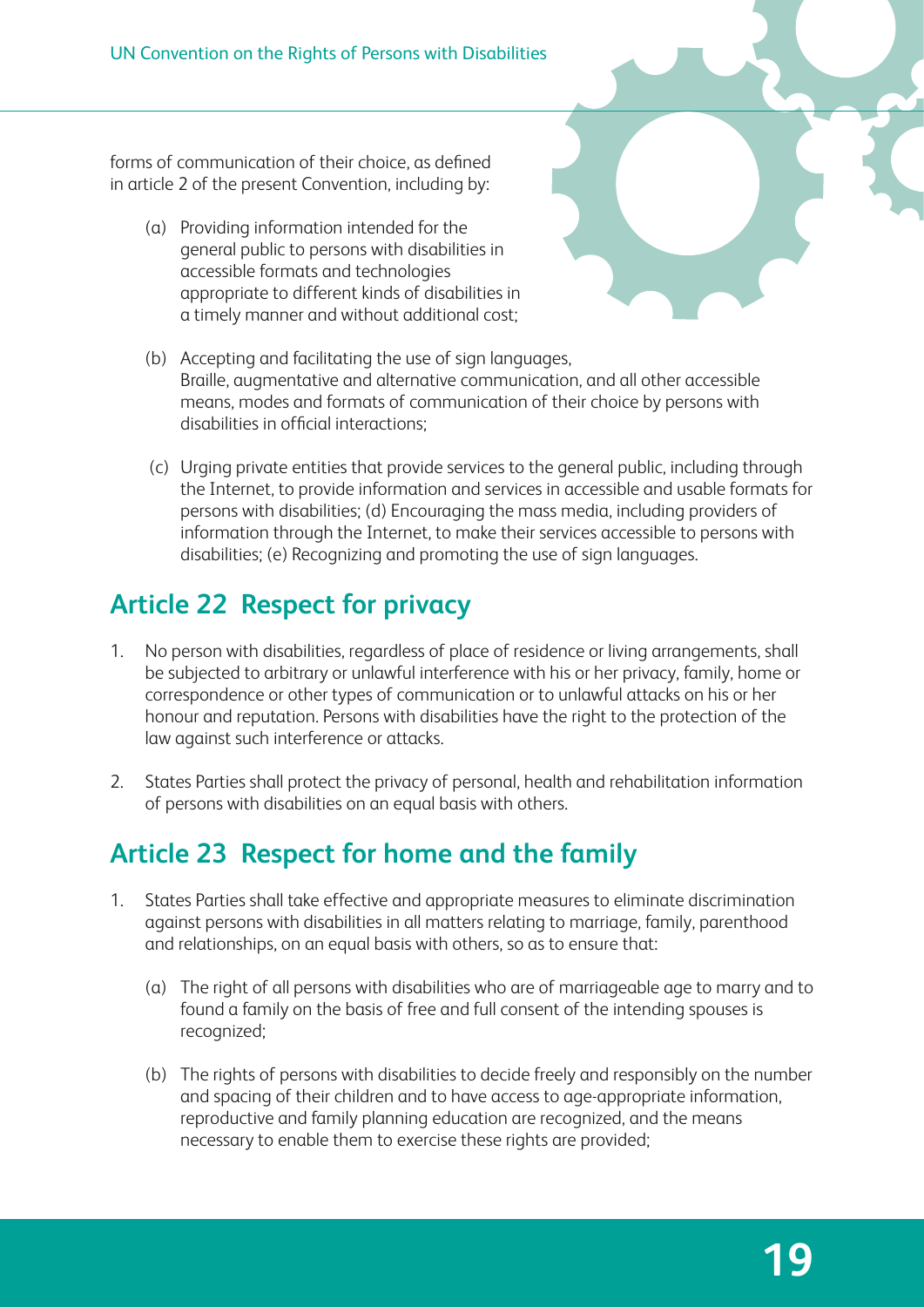forms of communication of their choice, as defined in article 2 of the present Convention, including by:

(a) Providing information intended for the general public to persons with disabilities in accessible formats and technologies appropriate to different kinds of disabilities in a timely manner and without additional cost;

(b) Accepting and facilitating the use of sign languages, Braille, augmentative and alternative communication, and all other accessible means, modes and formats of communication of their choice by persons with disabilities in official interactions;

(c) Urging private entities that provide services to the general public, including through the Internet, to provide information and services in accessible and usable formats for persons with disabilities; (d) Encouraging the mass media, including providers of information through the Internet, to make their services accessible to persons with disabilities; (e) Recognizing and promoting the use of sign languages.

## Article 22 Respect for privacy

1. No person with disabilities, regardless of place of residence or living arrangements, shall be subjected to arbitrary or unlawful interference with his or her privacy, family, home or correspondence or other types of communication or to unlawful attacks on his or her honour and reputation. Persons with disabilities have the right to the protection of the law against such interference or attacks.

2. States Parties shall protect the privacy of personal, health and rehabilitation information of persons with disabilities on an equal basis with others.

## Article 23 Respect for home and the family

1. States Parties shall take effective and appropriate measures to eliminate discrimination against persons with disabilities in all matters relating to marriage, family, parenthood and relationships, on an equal basis with others, so as to ensure that:

   (a) The right of all persons with disabilities who are of marriageable age to marry and to found a family on the basis of free and full consent of the intending spouses is recognized;

   (b) The rights of persons with disabilities to decide freely and responsibly on the number and spacing of their children and to have access to age-appropriate information, reproductive and family planning education are recognized, and the means necessary to enable them to exercise these rights are provided;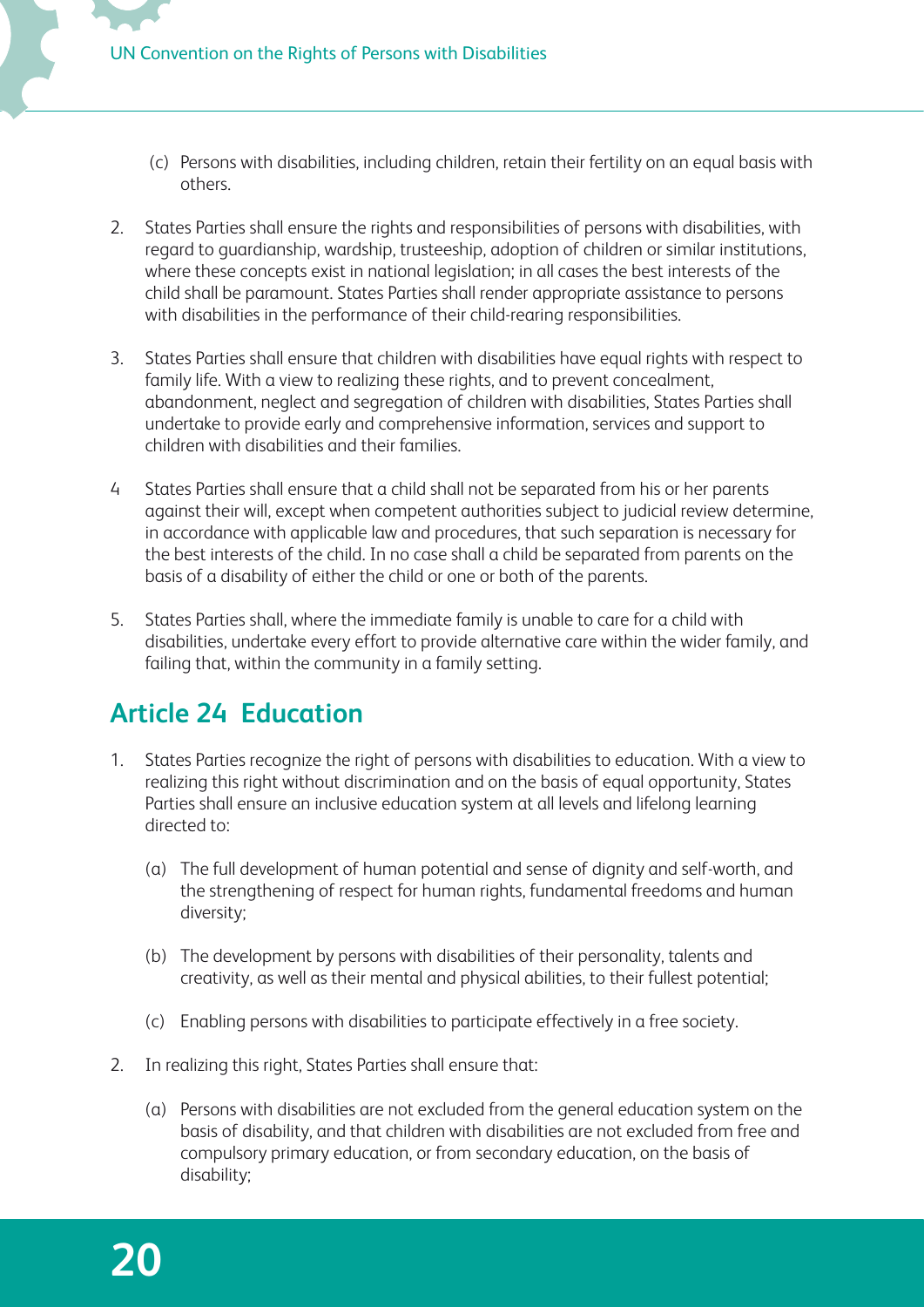(c) Persons with disabilities, including children, retain their fertility on an equal basis with others.

2. States Parties shall ensure the rights and responsibilities of persons with disabilities, with regard to guardianship, wardship, trusteeship, adoption of children or similar institutions, where these concepts exist in national legislation; in all cases the best interests of the child shall be paramount. States Parties shall render appropriate assistance to persons with disabilities in the performance of their child-rearing responsibilities.

3. States Parties shall ensure that children with disabilities have equal rights with respect to family life. With a view to realizing these rights, and to prevent concealment, abandonment, neglect and segregation of children with disabilities, States Parties shall undertake to provide early and comprehensive information, services and support to children with disabilities and their families.

4 States Parties shall ensure that a child shall not be separated from his or her parents against their will, except when competent authorities subject to judicial review determine, in accordance with applicable law and procedures, that such separation is necessary for the best interests of the child. In no case shall a child be separated from parents on the basis of a disability of either the child or one or both of the parents.

5. States Parties shall, where the immediate family is unable to care for a child with disabilities, undertake every effort to provide alternative care within the wider family, and failing that, within the community in a family setting.

## Article 24 Education

1. States Parties recognize the right of persons with disabilities to education. With a view to realizing this right without discrimination and on the basis of equal opportunity, States Parties shall ensure an inclusive education system at all levels and lifelong learning directed to:

   (a) The full development of human potential and sense of dignity and self-worth, and the strengthening of respect for human rights, fundamental freedoms and human diversity;

   (b) The development by persons with disabilities of their personality, talents and creativity, as well as their mental and physical abilities, to their fullest potential;

   (c) Enabling persons with disabilities to participate effectively in a free society.

2. In realizing this right, States Parties shall ensure that:

   (a) Persons with disabilities are not excluded from the general education system on the basis of disability, and that children with disabilities are not excluded from free and compulsory primary education, or from secondary education, on the basis of disability;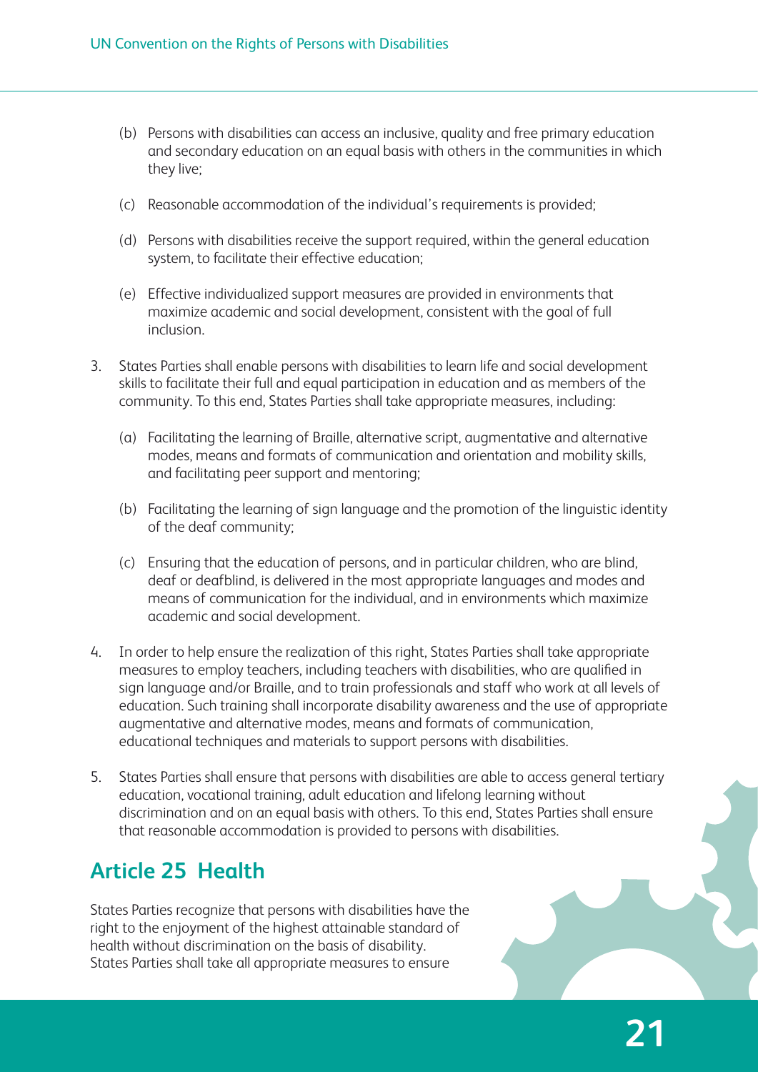(b) Persons with disabilities can access an inclusive, quality and free primary education and secondary education on an equal basis with others in the communities in which they live;

(c) Reasonable accommodation of the individual's requirements is provided;

(d) Persons with disabilities receive the support required, within the general education system, to facilitate their effective education;

(e) Effective individualized support measures are provided in environments that maximize academic and social development, consistent with the goal of full inclusion.

3. States Parties shall enable persons with disabilities to learn life and social development skills to facilitate their full and equal participation in education and as members of the community. To this end, States Parties shall take appropriate measures, including:

   (a) Facilitating the learning of Braille, alternative script, augmentative and alternative modes, means and formats of communication and orientation and mobility skills, and facilitating peer support and mentoring;

   (b) Facilitating the learning of sign language and the promotion of the linguistic identity of the deaf community;

   (c) Ensuring that the education of persons, and in particular children, who are blind, deaf or deafblind, is delivered in the most appropriate languages and modes and means of communication for the individual, and in environments which maximize academic and social development.

4. In order to help ensure the realization of this right, States Parties shall take appropriate measures to employ teachers, including teachers with disabilities, who are qualified in sign language and/or Braille, and to train professionals and staff who work at all levels of education. Such training shall incorporate disability awareness and the use of appropriate augmentative and alternative modes, means and formats of communication, educational techniques and materials to support persons with disabilities.

5. States Parties shall ensure that persons with disabilities are able to access general tertiary education, vocational training, adult education and lifelong learning without discrimination and on an equal basis with others. To this end, States Parties shall ensure that reasonable accommodation is provided to persons with disabilities.

## Article 25 Health

States Parties recognize that persons with disabilities have the right to the enjoyment of the highest attainable standard of health without discrimination on the basis of disability. States Parties shall take all appropriate measures to ensure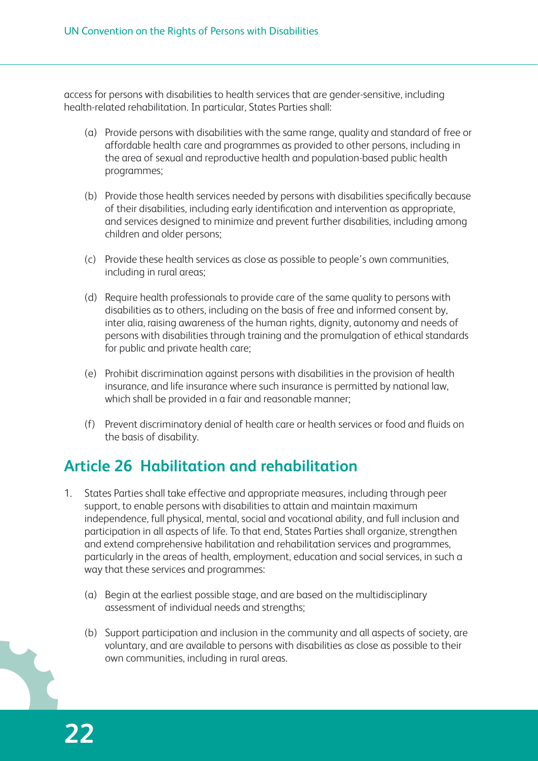access for persons with disabilities to health services that are gender-sensitive, including health-related rehabilitation. In particular, States Parties shall:

(a) Provide persons with disabilities with the same range, quality and standard of free or affordable health care and programmes as provided to other persons, including in the area of sexual and reproductive health and population-based public health programmes;

(b) Provide those health services needed by persons with disabilities specifically because of their disabilities, including early identification and intervention as appropriate, and services designed to minimize and prevent further disabilities, including among children and older persons;

(c) Provide these health services as close as possible to people's own communities, including in rural areas;

(d) Require health professionals to provide care of the same quality to persons with disabilities as to others, including on the basis of free and informed consent by, inter alia, raising awareness of the human rights, dignity, autonomy and needs of persons with disabilities through training and the promulgation of ethical standards for public and private health care;

(e) Prohibit discrimination against persons with disabilities in the provision of health insurance, and life insurance where such insurance is permitted by national law, which shall be provided in a fair and reasonable manner;

(f) Prevent discriminatory denial of health care or health services or food and fluids on the basis of disability.

## Article 26 Habilitation and rehabilitation

1. States Parties shall take effective and appropriate measures, including through peer support, to enable persons with disabilities to attain and maintain maximum independence, full physical, mental, social and vocational ability, and full inclusion and participation in all aspects of life. To that end, States Parties shall organize, strengthen and extend comprehensive habilitation and rehabilitation services and programmes, particularly in the areas of health, employment, education and social services, in such a way that these services and programmes:

   (a) Begin at the earliest possible stage, and are based on the multidisciplinary assessment of individual needs and strengths;

   (b) Support participation and inclusion in the community and all aspects of society, are voluntary, and are available to persons with disabilities as close as possible to their own communities, including in rural areas.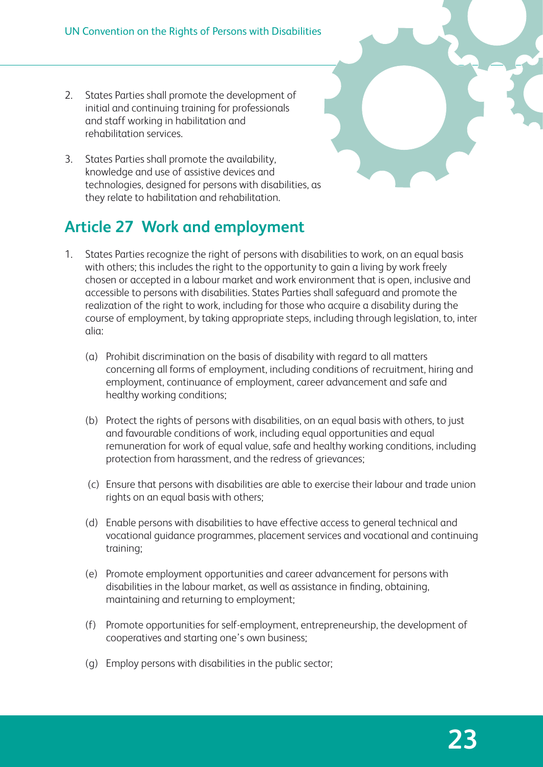2. States Parties shall promote the development of initial and continuing training for professionals and staff working in habilitation and rehabilitation services.

3. States Parties shall promote the availability, knowledge and use of assistive devices and technologies, designed for persons with disabilities, as they relate to habilitation and rehabilitation.

## Article 27 Work and employment

1. States Parties recognize the right of persons with disabilities to work, on an equal basis with others; this includes the right to the opportunity to gain a living by work freely chosen or accepted in a labour market and work environment that is open, inclusive and accessible to persons with disabilities. States Parties shall safeguard and promote the realization of the right to work, including for those who acquire a disability during the course of employment, by taking appropriate steps, including through legislation, to, inter alia:

   (a) Prohibit discrimination on the basis of disability with regard to all matters concerning all forms of employment, including conditions of recruitment, hiring and employment, continuance of employment, career advancement and safe and healthy working conditions;

   (b) Protect the rights of persons with disabilities, on an equal basis with others, to just and favourable conditions of work, including equal opportunities and equal remuneration for work of equal value, safe and healthy working conditions, including protection from harassment, and the redress of grievances;

   (c) Ensure that persons with disabilities are able to exercise their labour and trade union rights on an equal basis with others;

   (d) Enable persons with disabilities to have effective access to general technical and vocational guidance programmes, placement services and vocational and continuing training;

   (e) Promote employment opportunities and career advancement for persons with disabilities in the labour market, as well as assistance in finding, obtaining, maintaining and returning to employment;

   (f) Promote opportunities for self-employment, entrepreneurship, the development of cooperatives and starting one's own business;

   (g) Employ persons with disabilities in the public sector;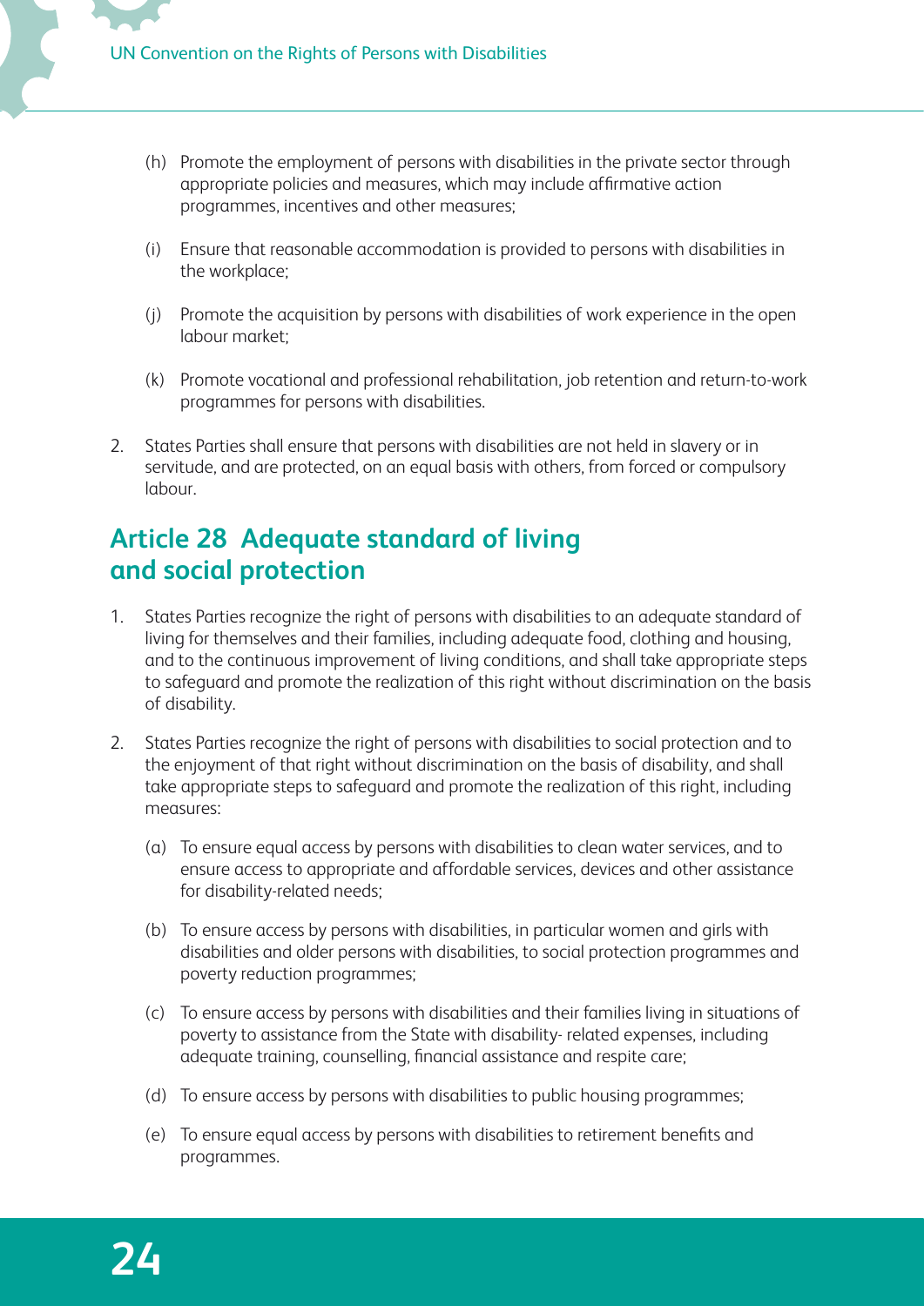(h) Promote the employment of persons with disabilities in the private sector through appropriate policies and measures, which may include affirmative action programmes, incentives and other measures;

(i) Ensure that reasonable accommodation is provided to persons with disabilities in the workplace;

(j) Promote the acquisition by persons with disabilities of work experience in the open labour market;

(k) Promote vocational and professional rehabilitation, job retention and return-to-work programmes for persons with disabilities.

2. States Parties shall ensure that persons with disabilities are not held in slavery or in servitude, and are protected, on an equal basis with others, from forced or compulsory labour.

## Article 28 Adequate standard of living and social protection

1. States Parties recognize the right of persons with disabilities to an adequate standard of living for themselves and their families, including adequate food, clothing and housing, and to the continuous improvement of living conditions, and shall take appropriate steps to safeguard and promote the realization of this right without discrimination on the basis of disability.

2. States Parties recognize the right of persons with disabilities to social protection and to the enjoyment of that right without discrimination on the basis of disability, and shall take appropriate steps to safeguard and promote the realization of this right, including measures:

   (a) To ensure equal access by persons with disabilities to clean water services, and to ensure access to appropriate and affordable services, devices and other assistance for disability-related needs;

   (b) To ensure access by persons with disabilities, in particular women and girls with disabilities and older persons with disabilities, to social protection programmes and poverty reduction programmes;

   (c) To ensure access by persons with disabilities and their families living in situations of poverty to assistance from the State with disability- related expenses, including adequate training, counselling, financial assistance and respite care;

   (d) To ensure access by persons with disabilities to public housing programmes;

   (e) To ensure equal access by persons with disabilities to retirement benefits and programmes.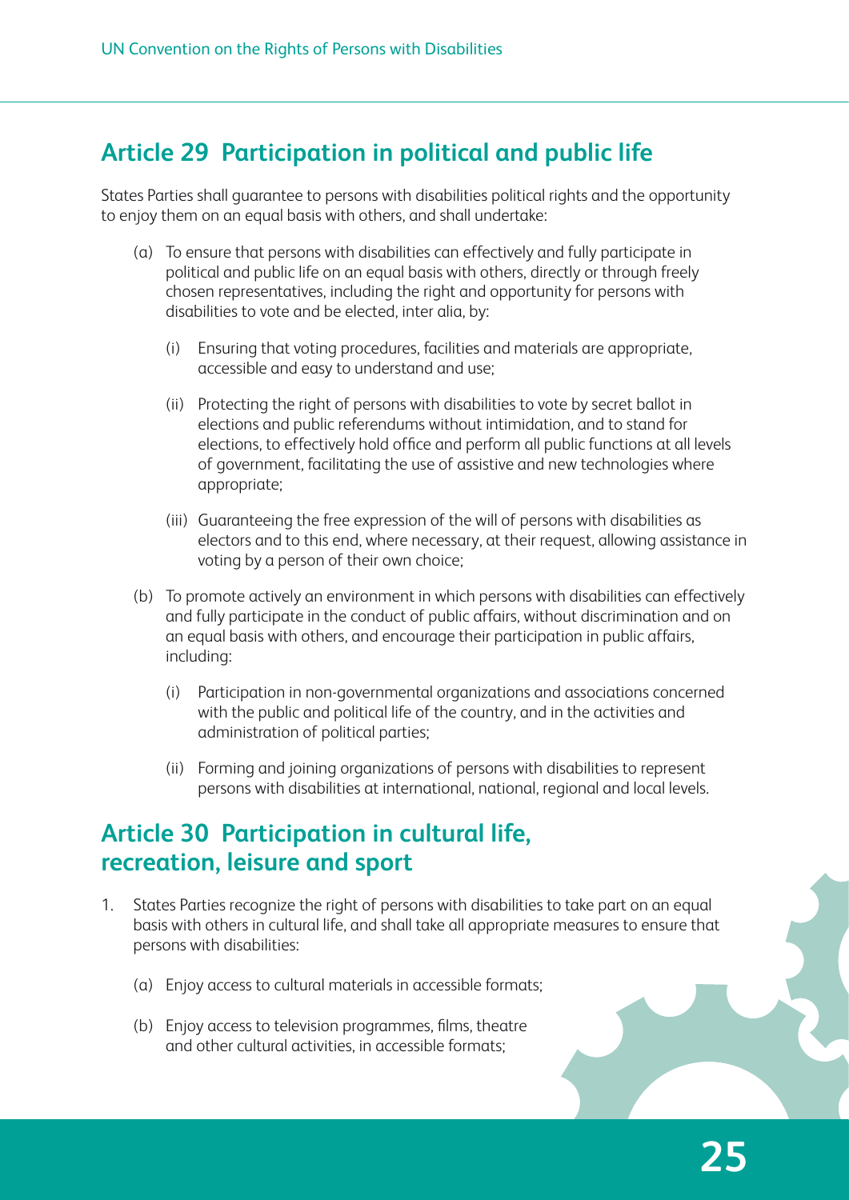## Article 29 Participation in political and public life

States Parties shall guarantee to persons with disabilities political rights and the opportunity to enjoy them on an equal basis with others, and shall undertake:

(a) To ensure that persons with disabilities can effectively and fully participate in political and public life on an equal basis with others, directly or through freely chosen representatives, including the right and opportunity for persons with disabilities to vote and be elected, inter alia, by:

  (i) Ensuring that voting procedures, facilities and materials are appropriate, accessible and easy to understand and use;

  (ii) Protecting the right of persons with disabilities to vote by secret ballot in elections and public referendums without intimidation, and to stand for elections, to effectively hold office and perform all public functions at all levels of government, facilitating the use of assistive and new technologies where appropriate;

  (iii) Guaranteeing the free expression of the will of persons with disabilities as electors and to this end, where necessary, at their request, allowing assistance in voting by a person of their own choice;

(b) To promote actively an environment in which persons with disabilities can effectively and fully participate in the conduct of public affairs, without discrimination and on an equal basis with others, and encourage their participation in public affairs, including:

  (i) Participation in non-governmental organizations and associations concerned with the public and political life of the country, and in the activities and administration of political parties;

  (ii) Forming and joining organizations of persons with disabilities to represent persons with disabilities at international, national, regional and local levels.

## Article 30 Participation in cultural life, recreation, leisure and sport

1. States Parties recognize the right of persons with disabilities to take part on an equal basis with others in cultural life, and shall take all appropriate measures to ensure that persons with disabilities:

  (a) Enjoy access to cultural materials in accessible formats;

  (b) Enjoy access to television programmes, films, theatre and other cultural activities, in accessible formats;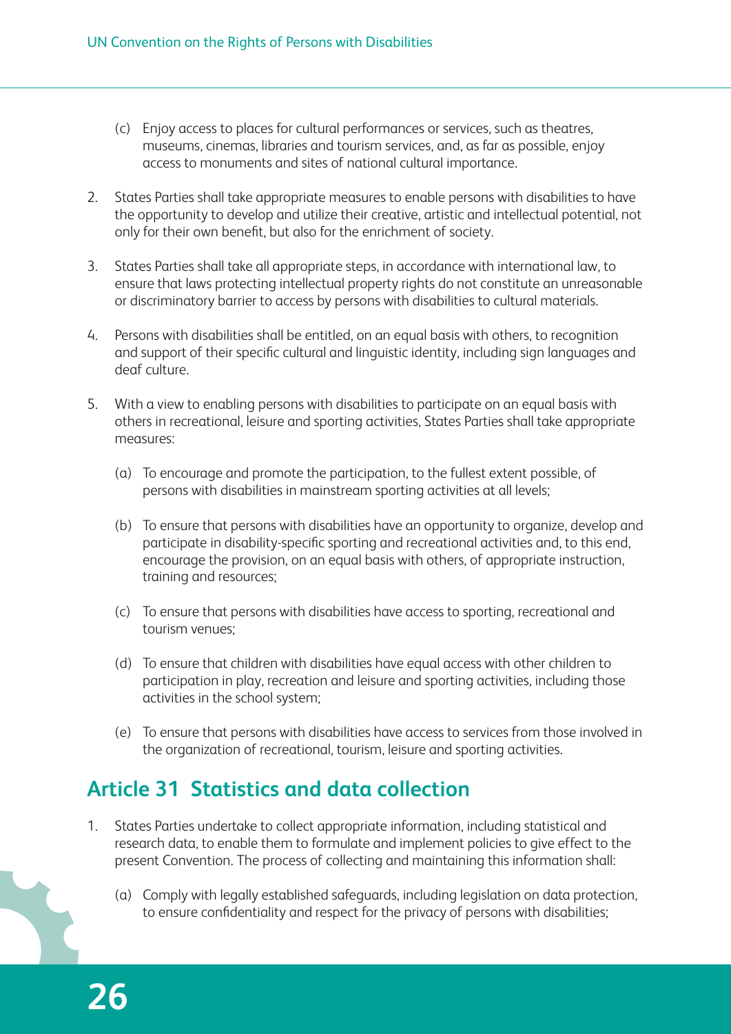(c) Enjoy access to places for cultural performances or services, such as theatres, museums, cinemas, libraries and tourism services, and, as far as possible, enjoy access to monuments and sites of national cultural importance.

2. States Parties shall take appropriate measures to enable persons with disabilities to have the opportunity to develop and utilize their creative, artistic and intellectual potential, not only for their own benefit, but also for the enrichment of society.

3. States Parties shall take all appropriate steps, in accordance with international law, to ensure that laws protecting intellectual property rights do not constitute an unreasonable or discriminatory barrier to access by persons with disabilities to cultural materials.

4. Persons with disabilities shall be entitled, on an equal basis with others, to recognition and support of their specific cultural and linguistic identity, including sign languages and deaf culture.

5. With a view to enabling persons with disabilities to participate on an equal basis with others in recreational, leisure and sporting activities, States Parties shall take appropriate measures:

   (a) To encourage and promote the participation, to the fullest extent possible, of persons with disabilities in mainstream sporting activities at all levels;

   (b) To ensure that persons with disabilities have an opportunity to organize, develop and participate in disability-specific sporting and recreational activities and, to this end, encourage the provision, on an equal basis with others, of appropriate instruction, training and resources;

   (c) To ensure that persons with disabilities have access to sporting, recreational and tourism venues;

   (d) To ensure that children with disabilities have equal access with other children to participation in play, recreation and leisure and sporting activities, including those activities in the school system;

   (e) To ensure that persons with disabilities have access to services from those involved in the organization of recreational, tourism, leisure and sporting activities.

## Article 31 Statistics and data collection

1. States Parties undertake to collect appropriate information, including statistical and research data, to enable them to formulate and implement policies to give effect to the present Convention. The process of collecting and maintaining this information shall:

   (a) Comply with legally established safeguards, including legislation on data protection, to ensure confidentiality and respect for the privacy of persons with disabilities;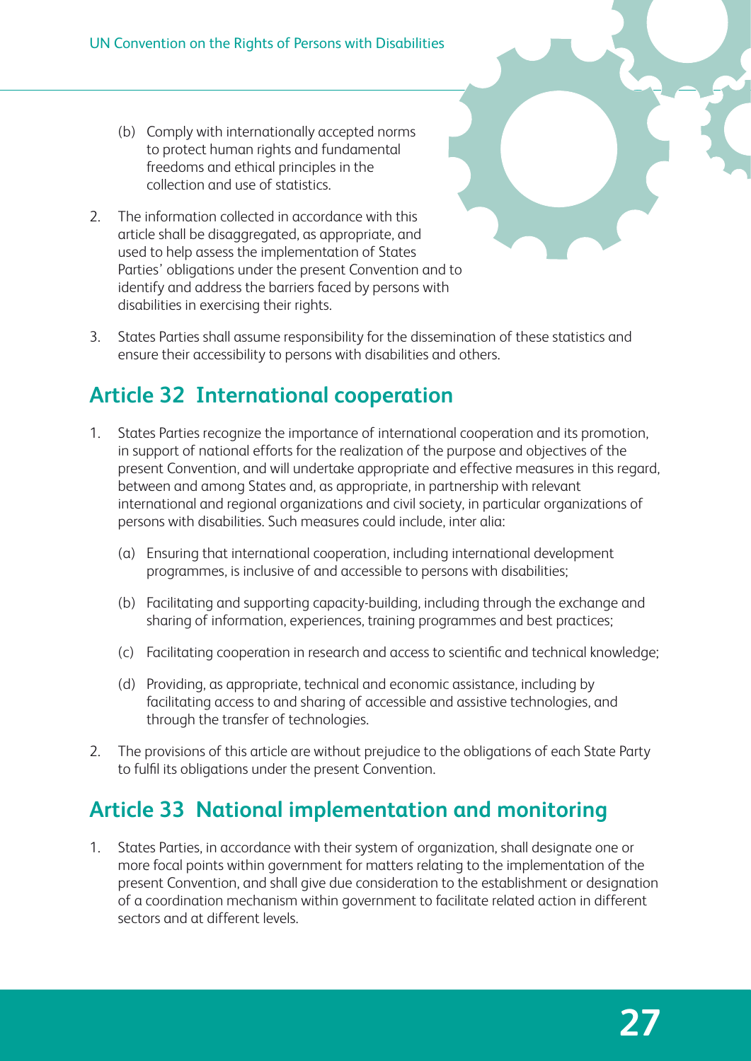(b) Comply with internationally accepted norms to protect human rights and fundamental freedoms and ethical principles in the collection and use of statistics.

2. The information collected in accordance with this article shall be disaggregated, as appropriate, and used to help assess the implementation of States Parties' obligations under the present Convention and to identify and address the barriers faced by persons with disabilities in exercising their rights.

3. States Parties shall assume responsibility for the dissemination of these statistics and ensure their accessibility to persons with disabilities and others.

## Article 32 International cooperation

1. States Parties recognize the importance of international cooperation and its promotion, in support of national efforts for the realization of the purpose and objectives of the present Convention, and will undertake appropriate and effective measures in this regard, between and among States and, as appropriate, in partnership with relevant international and regional organizations and civil society, in particular organizations of persons with disabilities. Such measures could include, inter alia:

   (a) Ensuring that international cooperation, including international development programmes, is inclusive of and accessible to persons with disabilities;

   (b) Facilitating and supporting capacity-building, including through the exchange and sharing of information, experiences, training programmes and best practices;

   (c) Facilitating cooperation in research and access to scientific and technical knowledge;

   (d) Providing, as appropriate, technical and economic assistance, including by facilitating access to and sharing of accessible and assistive technologies, and through the transfer of technologies.

2. The provisions of this article are without prejudice to the obligations of each State Party to fulfil its obligations under the present Convention.

## Article 33 National implementation and monitoring

1. States Parties, in accordance with their system of organization, shall designate one or more focal points within government for matters relating to the implementation of the present Convention, and shall give due consideration to the establishment or designation of a coordination mechanism within government to facilitate related action in different sectors and at different levels.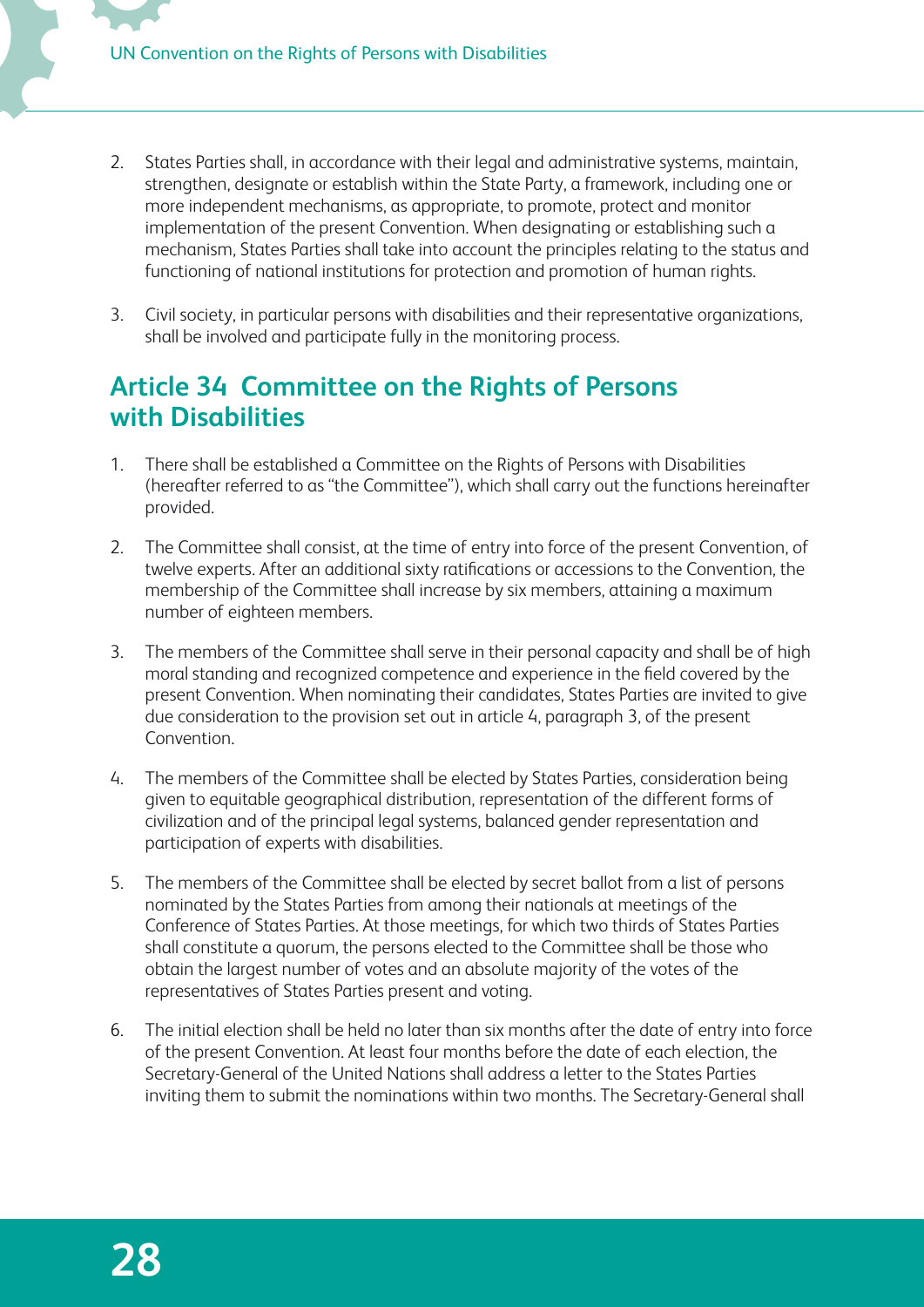2. States Parties shall, in accordance with their legal and administrative systems, maintain, strengthen, designate or establish within the State Party, a framework, including one or more independent mechanisms, as appropriate, to promote, protect and monitor implementation of the present Convention. When designating or establishing such a mechanism, States Parties shall take into account the principles relating to the status and functioning of national institutions for protection and promotion of human rights.

3. Civil society, in particular persons with disabilities and their representative organizations, shall be involved and participate fully in the monitoring process.

## Article 34 Committee on the Rights of Persons with Disabilities

1. There shall be established a Committee on the Rights of Persons with Disabilities (hereafter referred to as "the Committee"), which shall carry out the functions hereinafter provided.

2. The Committee shall consist, at the time of entry into force of the present Convention, of twelve experts. After an additional sixty ratifications or accessions to the Convention, the membership of the Committee shall increase by six members, attaining a maximum number of eighteen members.

3. The members of the Committee shall serve in their personal capacity and shall be of high moral standing and recognized competence and experience in the field covered by the present Convention. When nominating their candidates, States Parties are invited to give due consideration to the provision set out in article 4, paragraph 3, of the present Convention.

4. The members of the Committee shall be elected by States Parties, consideration being given to equitable geographical distribution, representation of the different forms of civilization and of the principal legal systems, balanced gender representation and participation of experts with disabilities.

5. The members of the Committee shall be elected by secret ballot from a list of persons nominated by the States Parties from among their nationals at meetings of the Conference of States Parties. At those meetings, for which two thirds of States Parties shall constitute a quorum, the persons elected to the Committee shall be those who obtain the largest number of votes and an absolute majority of the votes of the representatives of States Parties present and voting.

6. The initial election shall be held no later than six months after the date of entry into force of the present Convention. At least four months before the date of each election, the Secretary-General of the United Nations shall address a letter to the States Parties inviting them to submit the nominations within two months. The Secretary-General shall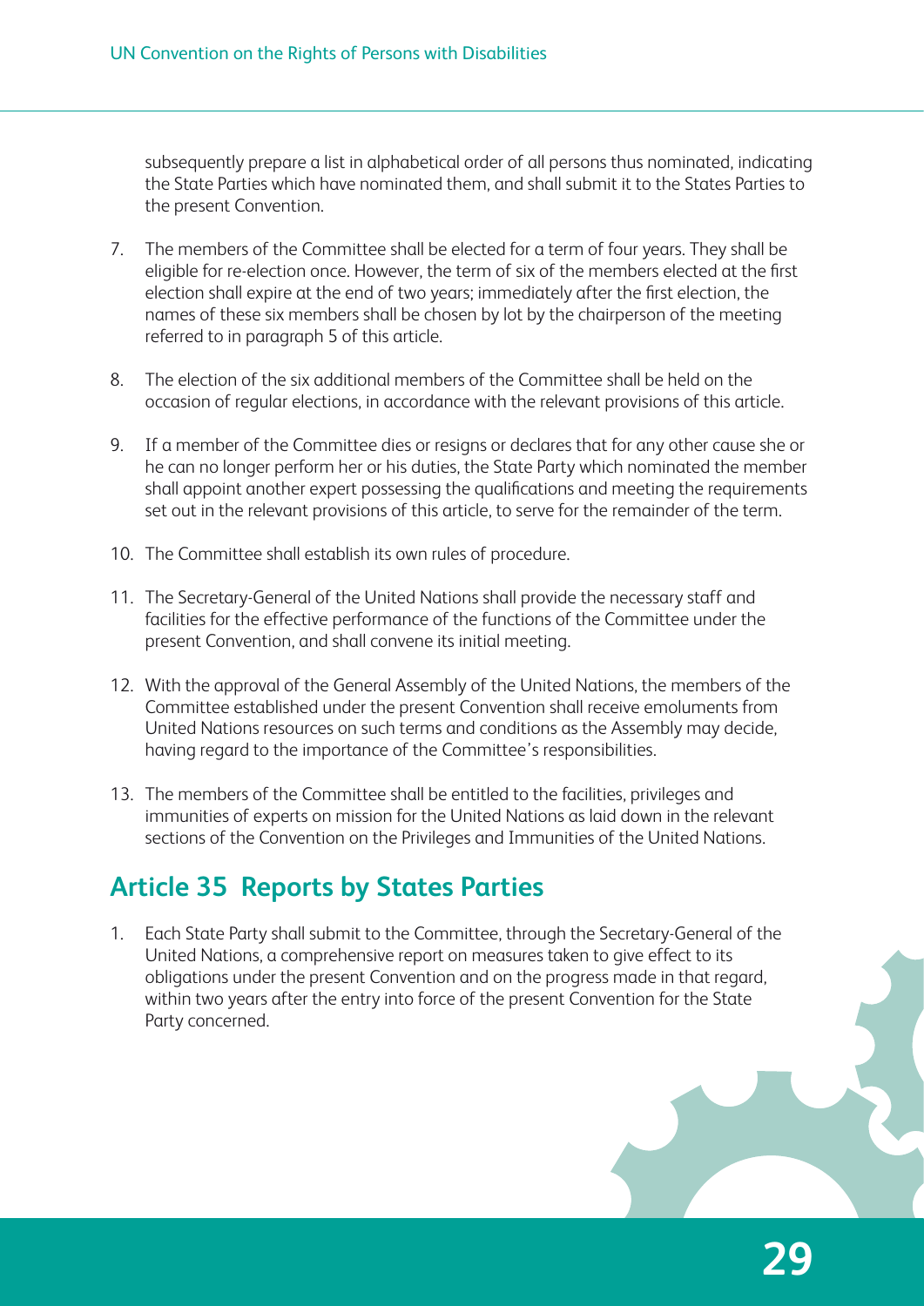subsequently prepare a list in alphabetical order of all persons thus nominated, indicating the State Parties which have nominated them, and shall submit it to the States Parties to the present Convention.

7. The members of the Committee shall be elected for a term of four years. They shall be eligible for re-election once. However, the term of six of the members elected at the first election shall expire at the end of two years; immediately after the first election, the names of these six members shall be chosen by lot by the chairperson of the meeting referred to in paragraph 5 of this article.

8. The election of the six additional members of the Committee shall be held on the occasion of regular elections, in accordance with the relevant provisions of this article.

9. If a member of the Committee dies or resigns or declares that for any other cause she or he can no longer perform her or his duties, the State Party which nominated the member shall appoint another expert possessing the qualifications and meeting the requirements set out in the relevant provisions of this article, to serve for the remainder of the term.

10. The Committee shall establish its own rules of procedure.

11. The Secretary-General of the United Nations shall provide the necessary staff and facilities for the effective performance of the functions of the Committee under the present Convention, and shall convene its initial meeting.

12. With the approval of the General Assembly of the United Nations, the members of the Committee established under the present Convention shall receive emoluments from United Nations resources on such terms and conditions as the Assembly may decide, having regard to the importance of the Committee's responsibilities.

13. The members of the Committee shall be entitled to the facilities, privileges and immunities of experts on mission for the United Nations as laid down in the relevant sections of the Convention on the Privileges and Immunities of the United Nations.

## Article 35 Reports by States Parties

1. Each State Party shall submit to the Committee, through the Secretary-General of the United Nations, a comprehensive report on measures taken to give effect to its obligations under the present Convention and on the progress made in that regard, within two years after the entry into force of the present Convention for the State Party concerned.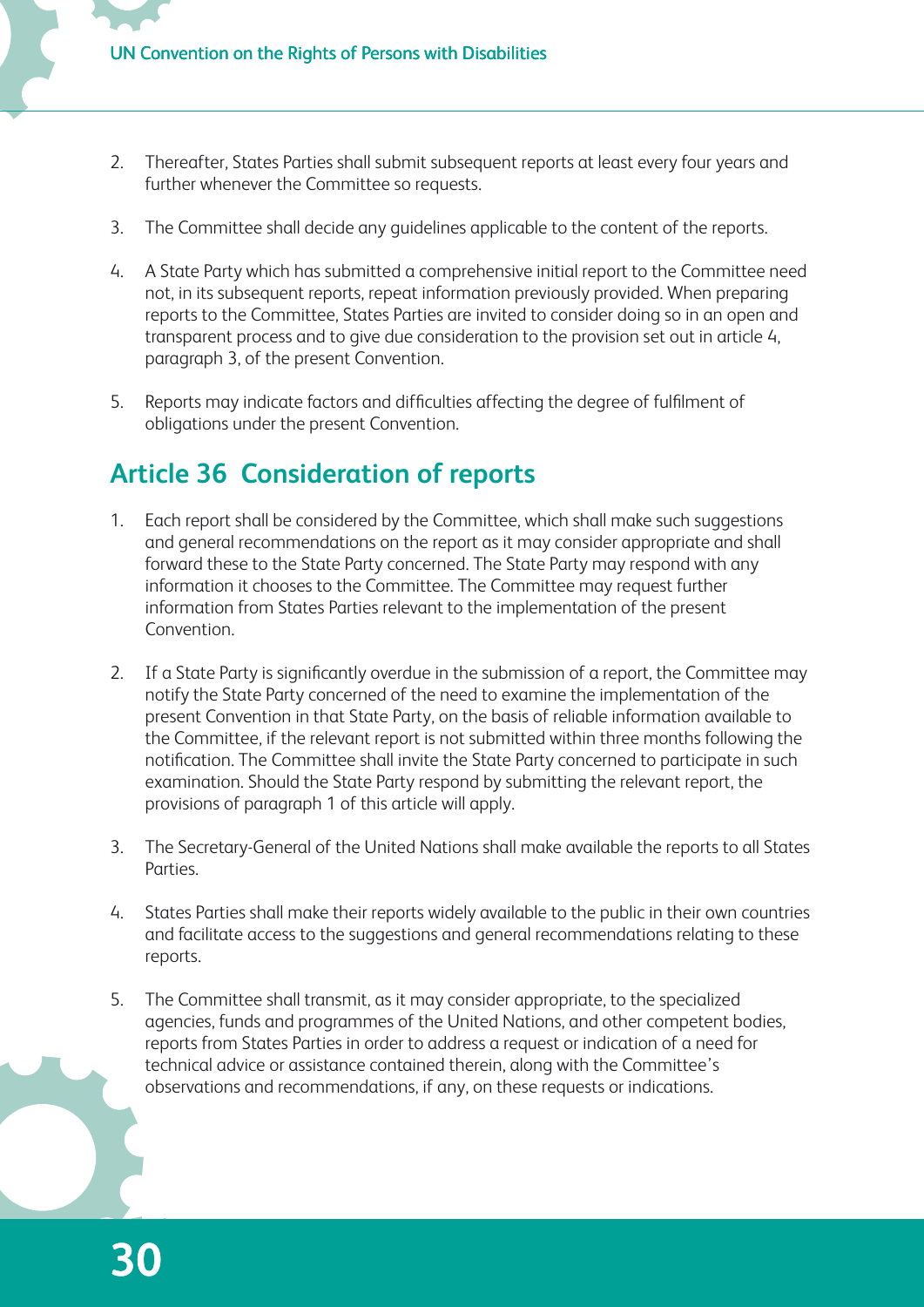2. Thereafter, States Parties shall submit subsequent reports at least every four years and further whenever the Committee so requests.

3. The Committee shall decide any guidelines applicable to the content of the reports.

4. A State Party which has submitted a comprehensive initial report to the Committee need not, in its subsequent reports, repeat information previously provided. When preparing reports to the Committee, States Parties are invited to consider doing so in an open and transparent process and to give due consideration to the provision set out in article 4, paragraph 3, of the present Convention.

5. Reports may indicate factors and difficulties affecting the degree of fulfilment of obligations under the present Convention.

## Article 36 Consideration of reports

1. Each report shall be considered by the Committee, which shall make such suggestions and general recommendations on the report as it may consider appropriate and shall forward these to the State Party concerned. The State Party may respond with any information it chooses to the Committee. The Committee may request further information from States Parties relevant to the implementation of the present Convention.

2. If a State Party is significantly overdue in the submission of a report, the Committee may notify the State Party concerned of the need to examine the implementation of the present Convention in that State Party, on the basis of reliable information available to the Committee, if the relevant report is not submitted within three months following the notification. The Committee shall invite the State Party concerned to participate in such examination. Should the State Party respond by submitting the relevant report, the provisions of paragraph 1 of this article will apply.

3. The Secretary-General of the United Nations shall make available the reports to all States Parties.

4. States Parties shall make their reports widely available to the public in their own countries and facilitate access to the suggestions and general recommendations relating to these reports.

5. The Committee shall transmit, as it may consider appropriate, to the specialized agencies, funds and programmes of the United Nations, and other competent bodies, reports from States Parties in order to address a request or indication of a need for technical advice or assistance contained therein, along with the Committee's observations and recommendations, if any, on these requests or indications.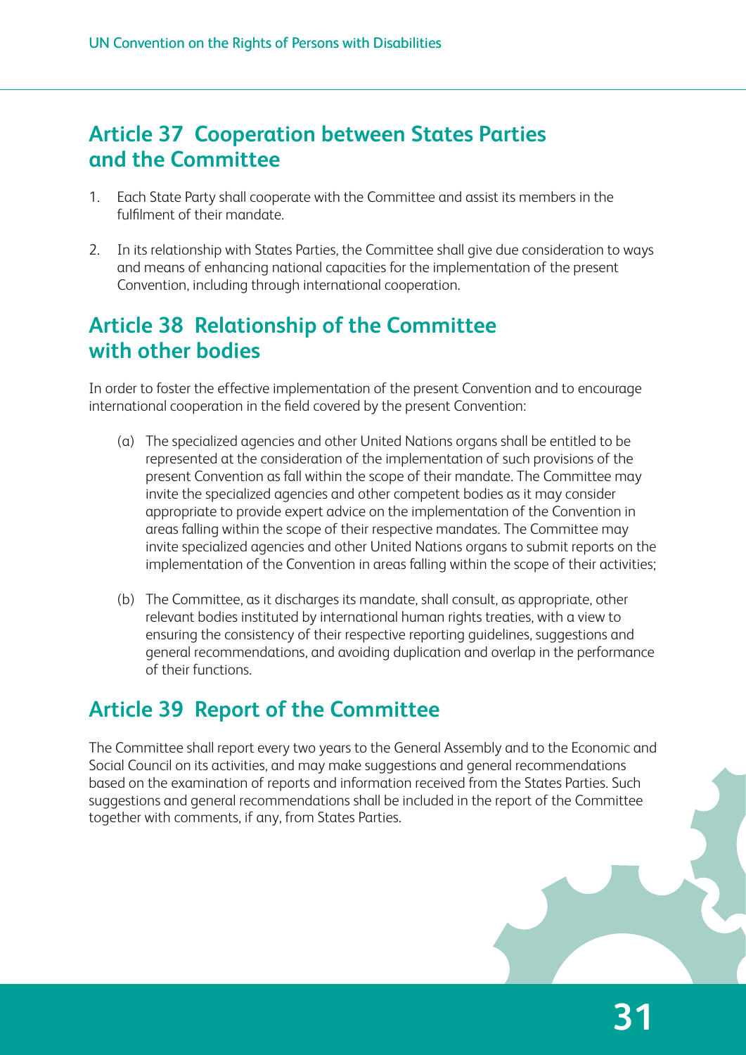## Article 37 Cooperation between States Parties and the Committee

1. Each State Party shall cooperate with the Committee and assist its members in the fulfilment of their mandate.

2. In its relationship with States Parties, the Committee shall give due consideration to ways and means of enhancing national capacities for the implementation of the present Convention, including through international cooperation.

## Article 38 Relationship of the Committee with other bodies

In order to foster the effective implementation of the present Convention and to encourage international cooperation in the field covered by the present Convention:

(a) The specialized agencies and other United Nations organs shall be entitled to be represented at the consideration of the implementation of such provisions of the present Convention as fall within the scope of their mandate. The Committee may invite the specialized agencies and other competent bodies as it may consider appropriate to provide expert advice on the implementation of the Convention in areas falling within the scope of their respective mandates. The Committee may invite specialized agencies and other United Nations organs to submit reports on the implementation of the Convention in areas falling within the scope of their activities;

(b) The Committee, as it discharges its mandate, shall consult, as appropriate, other relevant bodies instituted by international human rights treaties, with a view to ensuring the consistency of their respective reporting guidelines, suggestions and general recommendations, and avoiding duplication and overlap in the performance of their functions.

## Article 39 Report of the Committee

The Committee shall report every two years to the General Assembly and to the Economic and Social Council on its activities, and may make suggestions and general recommendations based on the examination of reports and information received from the States Parties. Such suggestions and general recommendations shall be included in the report of the Committee together with comments, if any, from States Parties.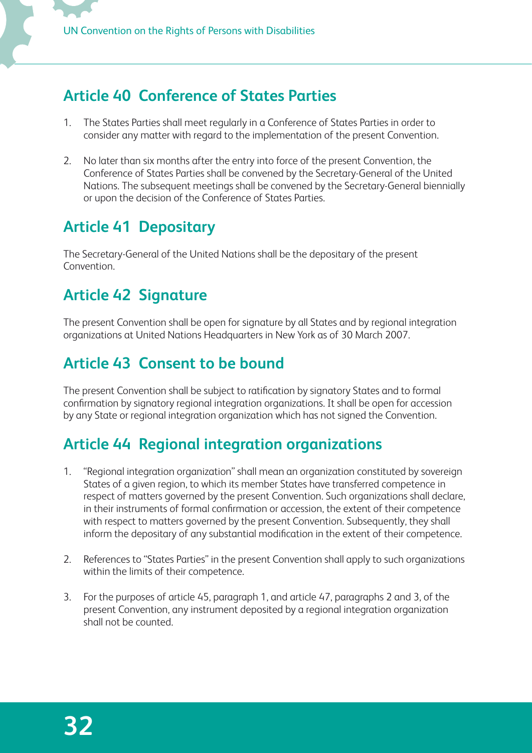## Article 40 Conference of States Parties

1. The States Parties shall meet regularly in a Conference of States Parties in order to consider any matter with regard to the implementation of the present Convention.

2. No later than six months after the entry into force of the present Convention, the Conference of States Parties shall be convened by the Secretary-General of the United Nations. The subsequent meetings shall be convened by the Secretary-General biennially or upon the decision of the Conference of States Parties.

## Article 41 Depositary

The Secretary-General of the United Nations shall be the depositary of the present Convention.

## Article 42 Signature

The present Convention shall be open for signature by all States and by regional integration organizations at United Nations Headquarters in New York as of 30 March 2007.

## Article 43 Consent to be bound

The present Convention shall be subject to ratification by signatory States and to formal confirmation by signatory regional integration organizations. It shall be open for accession by any State or regional integration organization which has not signed the Convention.

## Article 44 Regional integration organizations

1. "Regional integration organization" shall mean an organization constituted by sovereign States of a given region, to which its member States have transferred competence in respect of matters governed by the present Convention. Such organizations shall declare, in their instruments of formal confirmation or accession, the extent of their competence with respect to matters governed by the present Convention. Subsequently, they shall inform the depositary of any substantial modification in the extent of their competence.

2. References to "States Parties" in the present Convention shall apply to such organizations within the limits of their competence.

3. For the purposes of article 45, paragraph 1, and article 47, paragraphs 2 and 3, of the present Convention, any instrument deposited by a regional integration organization shall not be counted.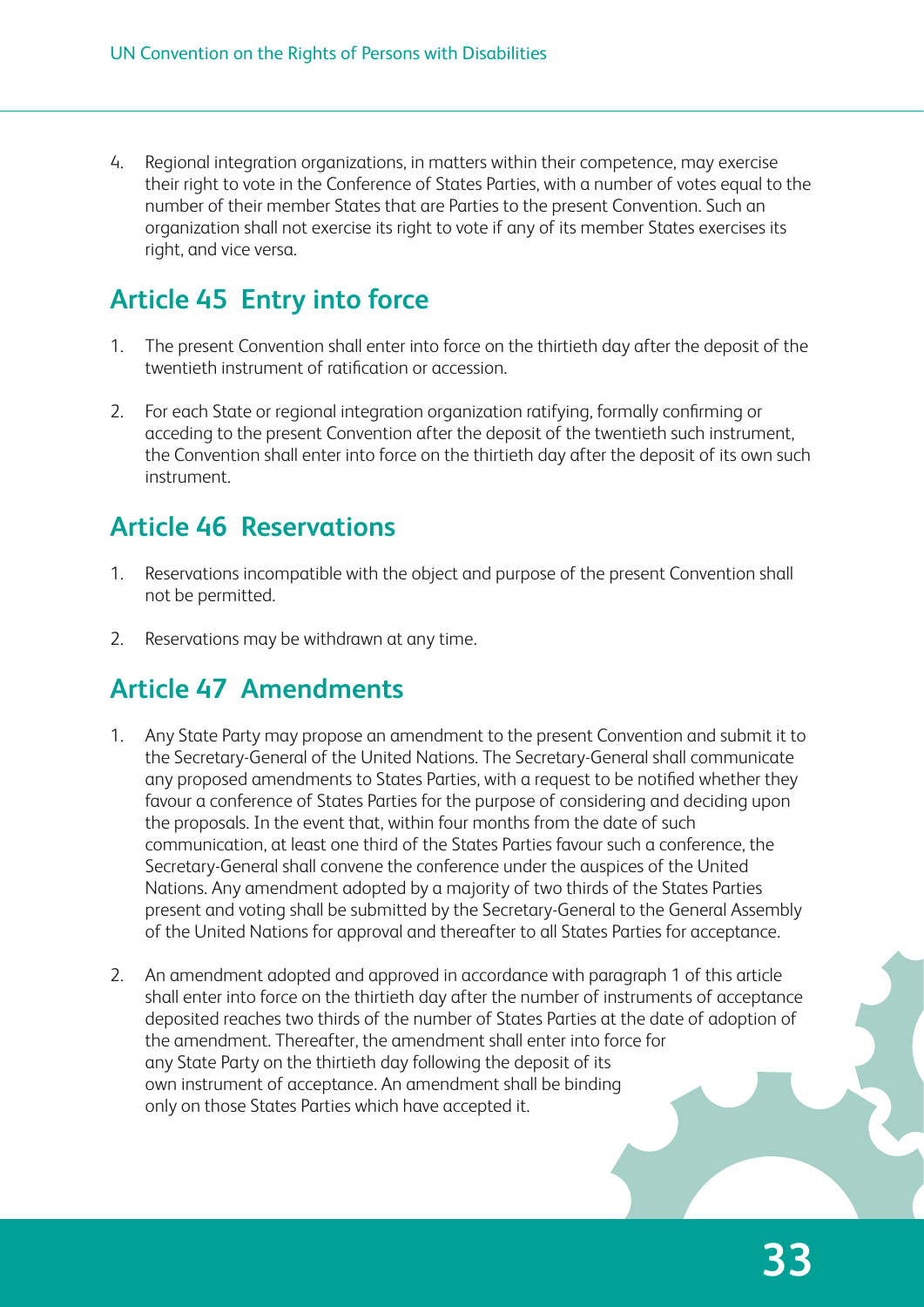4. Regional integration organizations, in matters within their competence, may exercise their right to vote in the Conference of States Parties, with a number of votes equal to the number of their member States that are Parties to the present Convention. Such an organization shall not exercise its right to vote if any of its member States exercises its right, and vice versa.

## Article 45 Entry into force

1. The present Convention shall enter into force on the thirtieth day after the deposit of the twentieth instrument of ratification or accession.

2. For each State or regional integration organization ratifying, formally confirming or acceding to the present Convention after the deposit of the twentieth such instrument, the Convention shall enter into force on the thirtieth day after the deposit of its own such instrument.

## Article 46 Reservations

1. Reservations incompatible with the object and purpose of the present Convention shall not be permitted.

2. Reservations may be withdrawn at any time.

## Article 47 Amendments

1. Any State Party may propose an amendment to the present Convention and submit it to the Secretary-General of the United Nations. The Secretary-General shall communicate any proposed amendments to States Parties, with a request to be notified whether they favour a conference of States Parties for the purpose of considering and deciding upon the proposals. In the event that, within four months from the date of such communication, at least one third of the States Parties favour such a conference, the Secretary-General shall convene the conference under the auspices of the United Nations. Any amendment adopted by a majority of two thirds of the States Parties present and voting shall be submitted by the Secretary-General to the General Assembly of the United Nations for approval and thereafter to all States Parties for acceptance.

2. An amendment adopted and approved in accordance with paragraph 1 of this article shall enter into force on the thirtieth day after the number of instruments of acceptance deposited reaches two thirds of the number of States Parties at the date of adoption of the amendment. Thereafter, the amendment shall enter into force for any State Party on the thirtieth day following the deposit of its own instrument of acceptance. An amendment shall be binding only on those States Parties which have accepted it.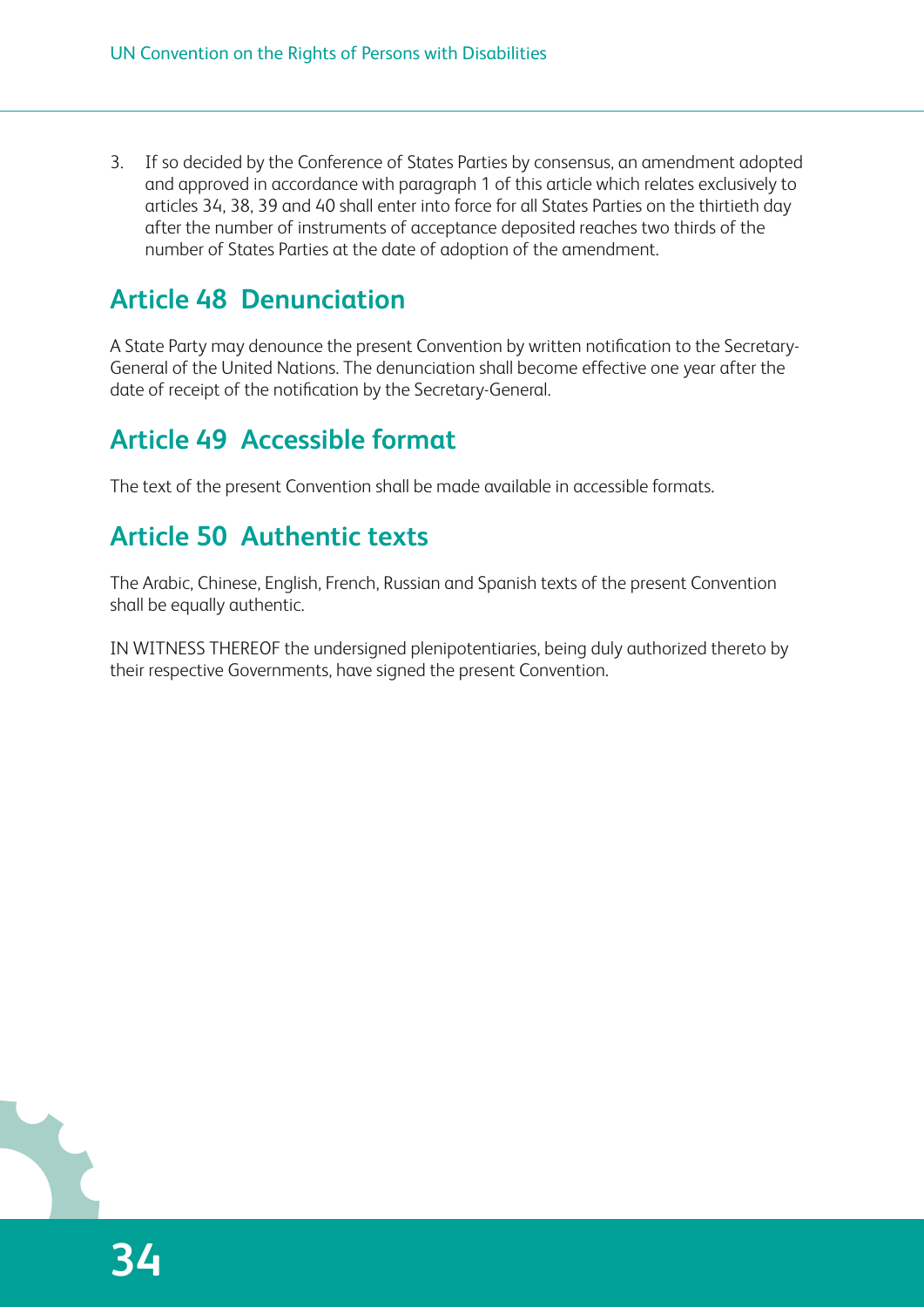3. If so decided by the Conference of States Parties by consensus, an amendment adopted and approved in accordance with paragraph 1 of this article which relates exclusively to articles 34, 38, 39 and 40 shall enter into force for all States Parties on the thirtieth day after the number of instruments of acceptance deposited reaches two thirds of the number of States Parties at the date of adoption of the amendment.

## Article 48 Denunciation

A State Party may denounce the present Convention by written notification to the Secretary-General of the United Nations. The denunciation shall become effective one year after the date of receipt of the notification by the Secretary-General.

## Article 49 Accessible format

The text of the present Convention shall be made available in accessible formats.

## Article 50 Authentic texts

The Arabic, Chinese, English, French, Russian and Spanish texts of the present Convention shall be equally authentic.

IN WITNESS THEREOF the undersigned plenipotentiaries, being duly authorized thereto by their respective Governments, have signed the present Convention.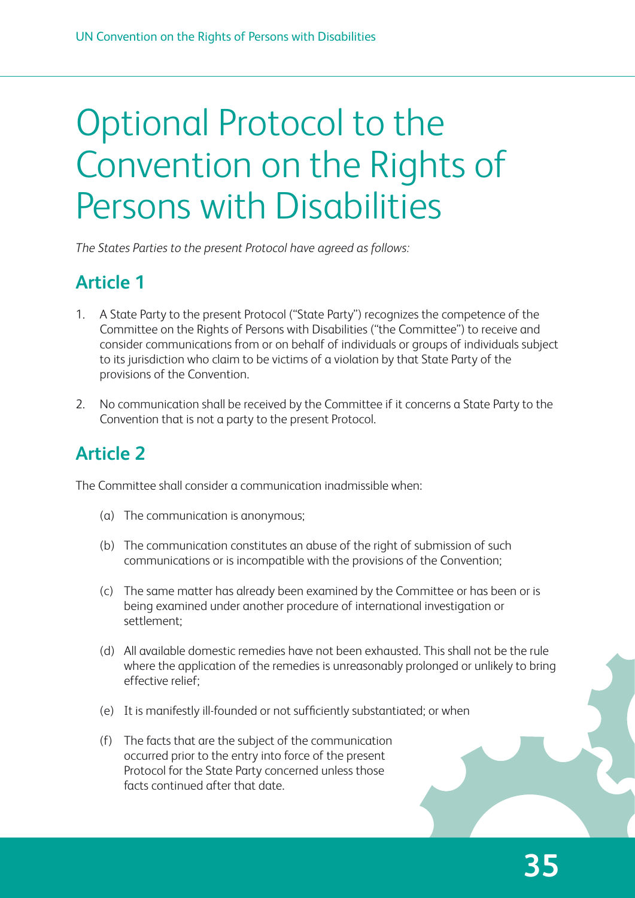# Optional Protocol to the Convention on the Rights of Persons with Disabilities

*The States Parties to the present Protocol have agreed as follows:*

## Article 1

1. A State Party to the present Protocol ("State Party") recognizes the competence of the Committee on the Rights of Persons with Disabilities ("the Committee") to receive and consider communications from or on behalf of individuals or groups of individuals subject to its jurisdiction who claim to be victims of a violation by that State Party of the provisions of the Convention.

2. No communication shall be received by the Committee if it concerns a State Party to the Convention that is not a party to the present Protocol.

## Article 2

The Committee shall consider a communication inadmissible when:

(a) The communication is anonymous;

(b) The communication constitutes an abuse of the right of submission of such communications or is incompatible with the provisions of the Convention;

(c) The same matter has already been examined by the Committee or has been or is being examined under another procedure of international investigation or settlement;

(d) All available domestic remedies have not been exhausted. This shall not be the rule where the application of the remedies is unreasonably prolonged or unlikely to bring effective relief;

(e) It is manifestly ill-founded or not sufficiently substantiated; or when

(f) The facts that are the subject of the communication occurred prior to the entry into force of the present Protocol for the State Party concerned unless those facts continued after that date.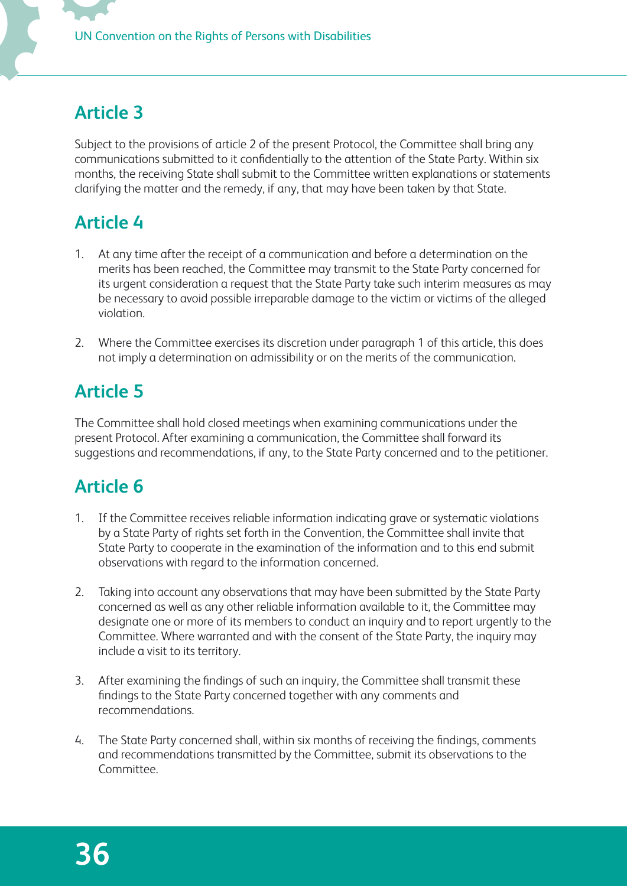## Article 3

Subject to the provisions of article 2 of the present Protocol, the Committee shall bring any communications submitted to it confidentially to the attention of the State Party. Within six months, the receiving State shall submit to the Committee written explanations or statements clarifying the matter and the remedy, if any, that may have been taken by that State.

## Article 4

1. At any time after the receipt of a communication and before a determination on the merits has been reached, the Committee may transmit to the State Party concerned for its urgent consideration a request that the State Party take such interim measures as may be necessary to avoid possible irreparable damage to the victim or victims of the alleged violation.

2. Where the Committee exercises its discretion under paragraph 1 of this article, this does not imply a determination on admissibility or on the merits of the communication.

## Article 5

The Committee shall hold closed meetings when examining communications under the present Protocol. After examining a communication, the Committee shall forward its suggestions and recommendations, if any, to the State Party concerned and to the petitioner.

## Article 6

1. If the Committee receives reliable information indicating grave or systematic violations by a State Party of rights set forth in the Convention, the Committee shall invite that State Party to cooperate in the examination of the information and to this end submit observations with regard to the information concerned.

2. Taking into account any observations that may have been submitted by the State Party concerned as well as any other reliable information available to it, the Committee may designate one or more of its members to conduct an inquiry and to report urgently to the Committee. Where warranted and with the consent of the State Party, the inquiry may include a visit to its territory.

3. After examining the findings of such an inquiry, the Committee shall transmit these findings to the State Party concerned together with any comments and recommendations.

4. The State Party concerned shall, within six months of receiving the findings, comments and recommendations transmitted by the Committee, submit its observations to the Committee.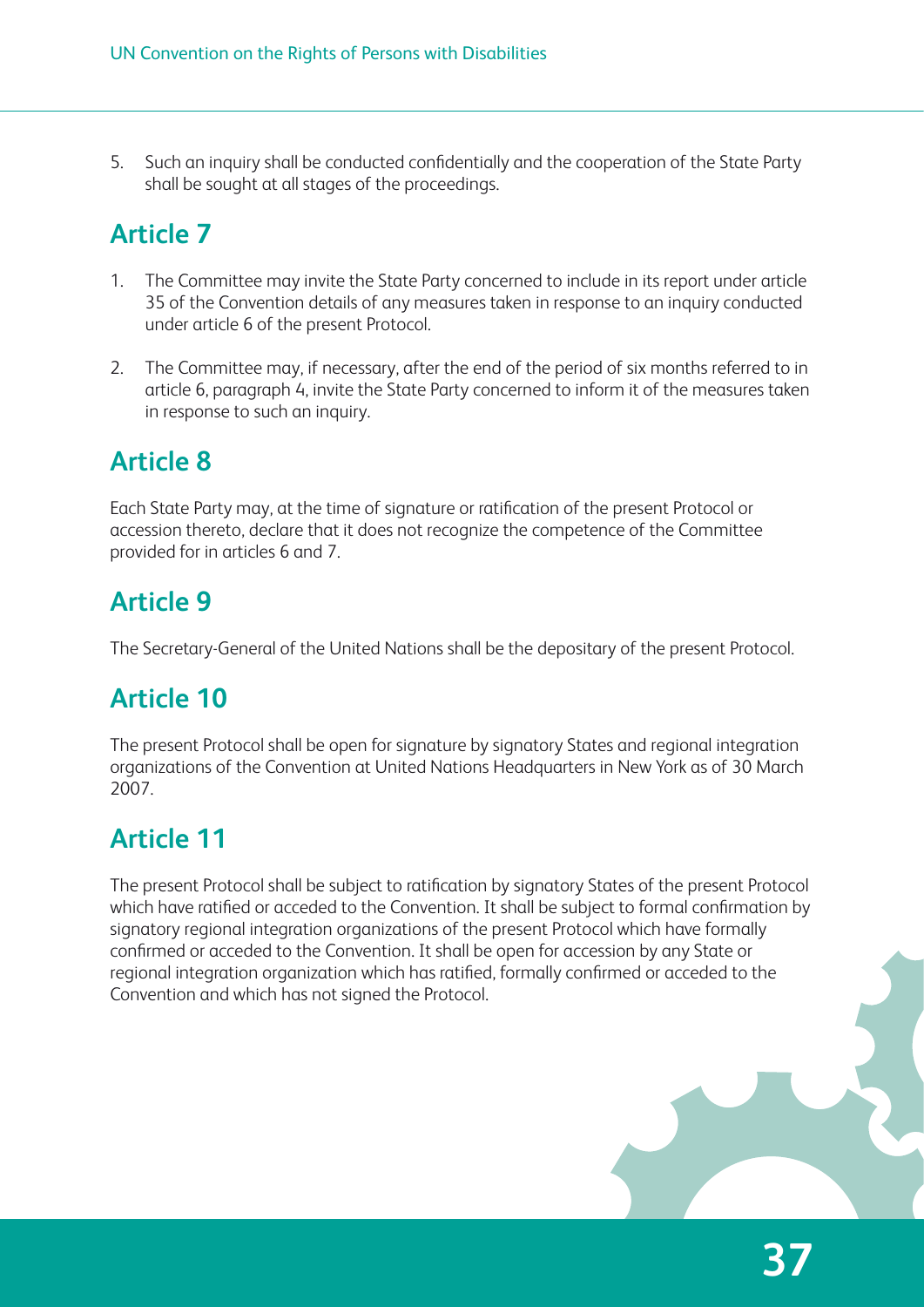5. Such an inquiry shall be conducted confidentially and the cooperation of the State Party shall be sought at all stages of the proceedings.

## Article 7

1. The Committee may invite the State Party concerned to include in its report under article 35 of the Convention details of any measures taken in response to an inquiry conducted under article 6 of the present Protocol.

2. The Committee may, if necessary, after the end of the period of six months referred to in article 6, paragraph 4, invite the State Party concerned to inform it of the measures taken in response to such an inquiry.

## Article 8

Each State Party may, at the time of signature or ratification of the present Protocol or accession thereto, declare that it does not recognize the competence of the Committee provided for in articles 6 and 7.

## Article 9

The Secretary-General of the United Nations shall be the depositary of the present Protocol.

## Article 10

The present Protocol shall be open for signature by signatory States and regional integration organizations of the Convention at United Nations Headquarters in New York as of 30 March 2007.

## Article 11

The present Protocol shall be subject to ratification by signatory States of the present Protocol which have ratified or acceded to the Convention. It shall be subject to formal confirmation by signatory regional integration organizations of the present Protocol which have formally confirmed or acceded to the Convention. It shall be open for accession by any State or regional integration organization which has ratified, formally confirmed or acceded to the Convention and which has not signed the Protocol.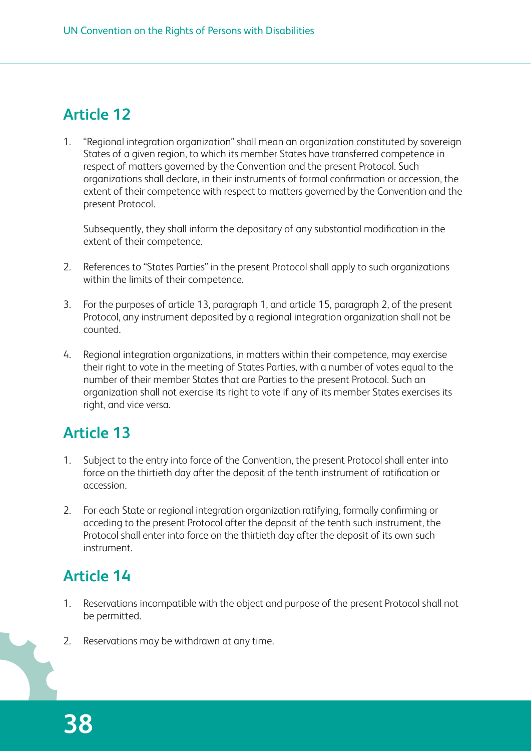## Article 12

1. "Regional integration organization" shall mean an organization constituted by sovereign States of a given region, to which its member States have transferred competence in respect of matters governed by the Convention and the present Protocol. Such organizations shall declare, in their instruments of formal confirmation or accession, the extent of their competence with respect to matters governed by the Convention and the present Protocol.

   Subsequently, they shall inform the depositary of any substantial modification in the extent of their competence.

2. References to "States Parties" in the present Protocol shall apply to such organizations within the limits of their competence.

3. For the purposes of article 13, paragraph 1, and article 15, paragraph 2, of the present Protocol, any instrument deposited by a regional integration organization shall not be counted.

4. Regional integration organizations, in matters within their competence, may exercise their right to vote in the meeting of States Parties, with a number of votes equal to the number of their member States that are Parties to the present Protocol. Such an organization shall not exercise its right to vote if any of its member States exercises its right, and vice versa.

## Article 13

1. Subject to the entry into force of the Convention, the present Protocol shall enter into force on the thirtieth day after the deposit of the tenth instrument of ratification or accession.

2. For each State or regional integration organization ratifying, formally confirming or acceding to the present Protocol after the deposit of the tenth such instrument, the Protocol shall enter into force on the thirtieth day after the deposit of its own such instrument.

## Article 14

1. Reservations incompatible with the object and purpose of the present Protocol shall not be permitted.

2. Reservations may be withdrawn at any time.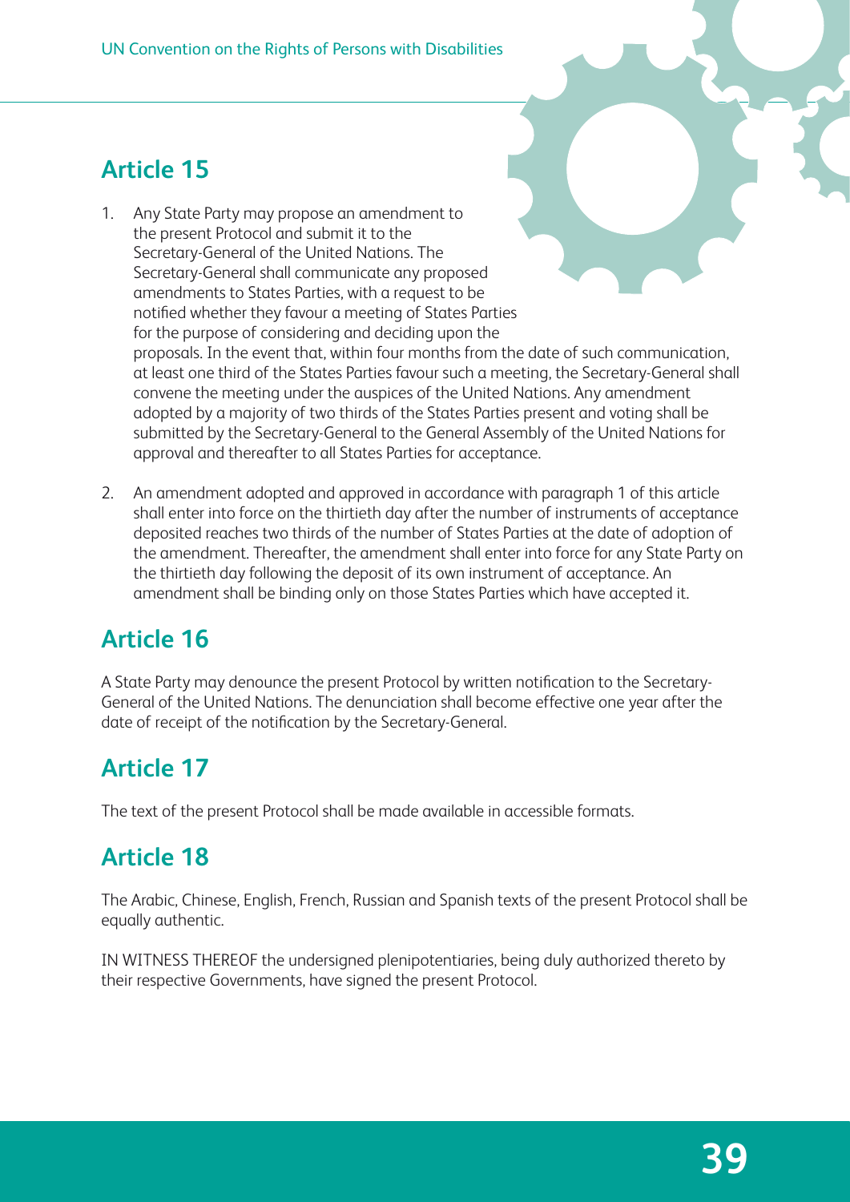## Article 15

1. Any State Party may propose an amendment to the present Protocol and submit it to the Secretary-General of the United Nations. The Secretary-General shall communicate any proposed amendments to States Parties, with a request to be notified whether they favour a meeting of States Parties for the purpose of considering and deciding upon the proposals. In the event that, within four months from the date of such communication, at least one third of the States Parties favour such a meeting, the Secretary-General shall convene the meeting under the auspices of the United Nations. Any amendment adopted by a majority of two thirds of the States Parties present and voting shall be submitted by the Secretary-General to the General Assembly of the United Nations for approval and thereafter to all States Parties for acceptance.

2. An amendment adopted and approved in accordance with paragraph 1 of this article shall enter into force on the thirtieth day after the number of instruments of acceptance deposited reaches two thirds of the number of States Parties at the date of adoption of the amendment. Thereafter, the amendment shall enter into force for any State Party on the thirtieth day following the deposit of its own instrument of acceptance. An amendment shall be binding only on those States Parties which have accepted it.

## Article 16

A State Party may denounce the present Protocol by written notification to the Secretary-General of the United Nations. The denunciation shall become effective one year after the date of receipt of the notification by the Secretary-General.

## Article 17

The text of the present Protocol shall be made available in accessible formats.

## Article 18

The Arabic, Chinese, English, French, Russian and Spanish texts of the present Protocol shall be equally authentic.

IN WITNESS THEREOF the undersigned plenipotentiaries, being duly authorized thereto by their respective Governments, have signed the present Protocol.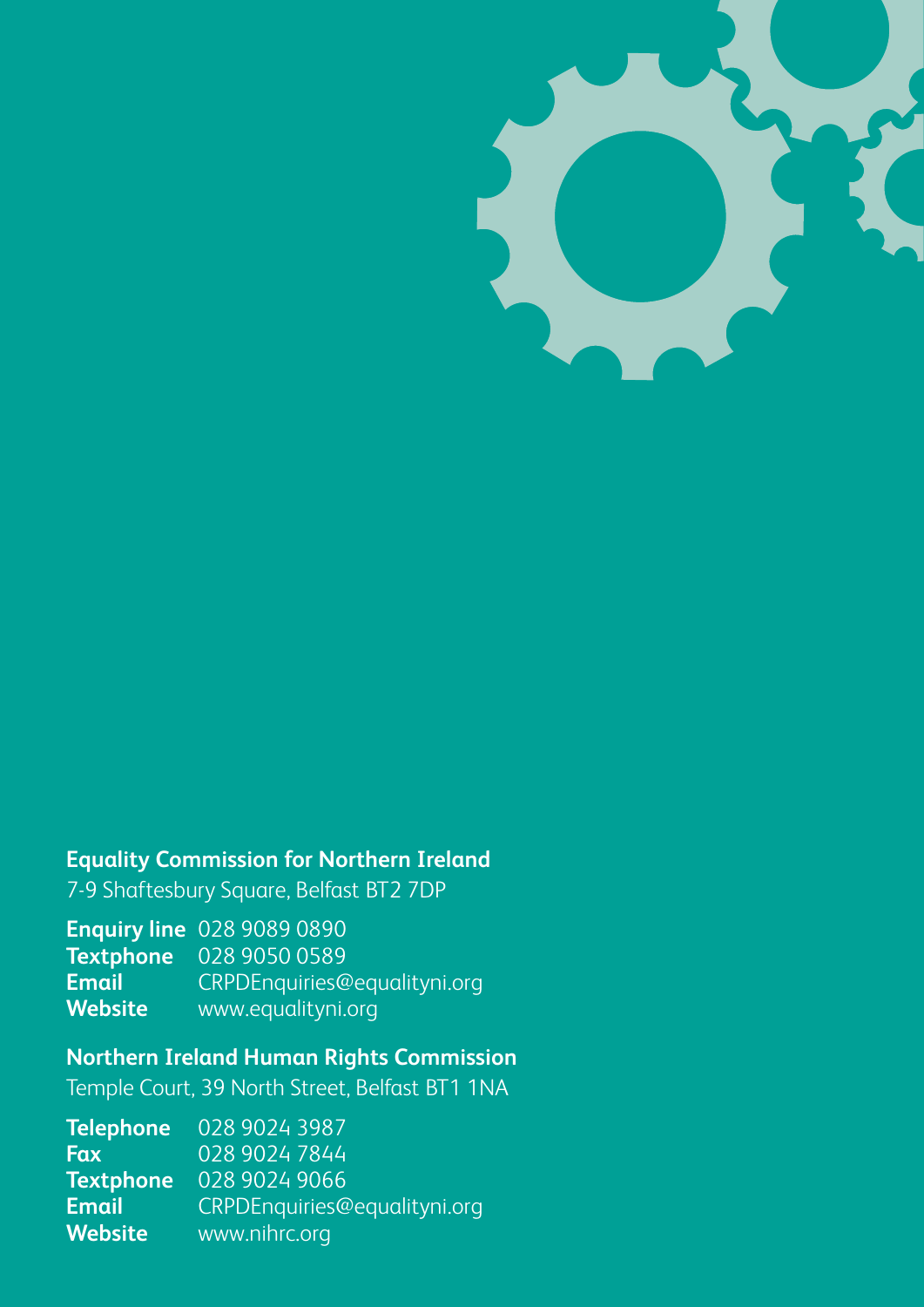**Equality Commission for Northern Ireland**
7-9 Shaftesbury Square, Belfast BT2 7DP

**Enquiry line** 028 9089 0890
**Textphone** 028 9050 0589
**Email** CRPDEnquiries@equalityni.org
**Website** www.equalityni.org

**Northern Ireland Human Rights Commission**
Temple Court, 39 North Street, Belfast BT1 1NA

**Telephone** 028 9024 3987
**Fax** 028 9024 7844
**Textphone** 028 9024 9066
**Email** CRPDEnquiries@equalityni.org
**Website** www.nihrc.org